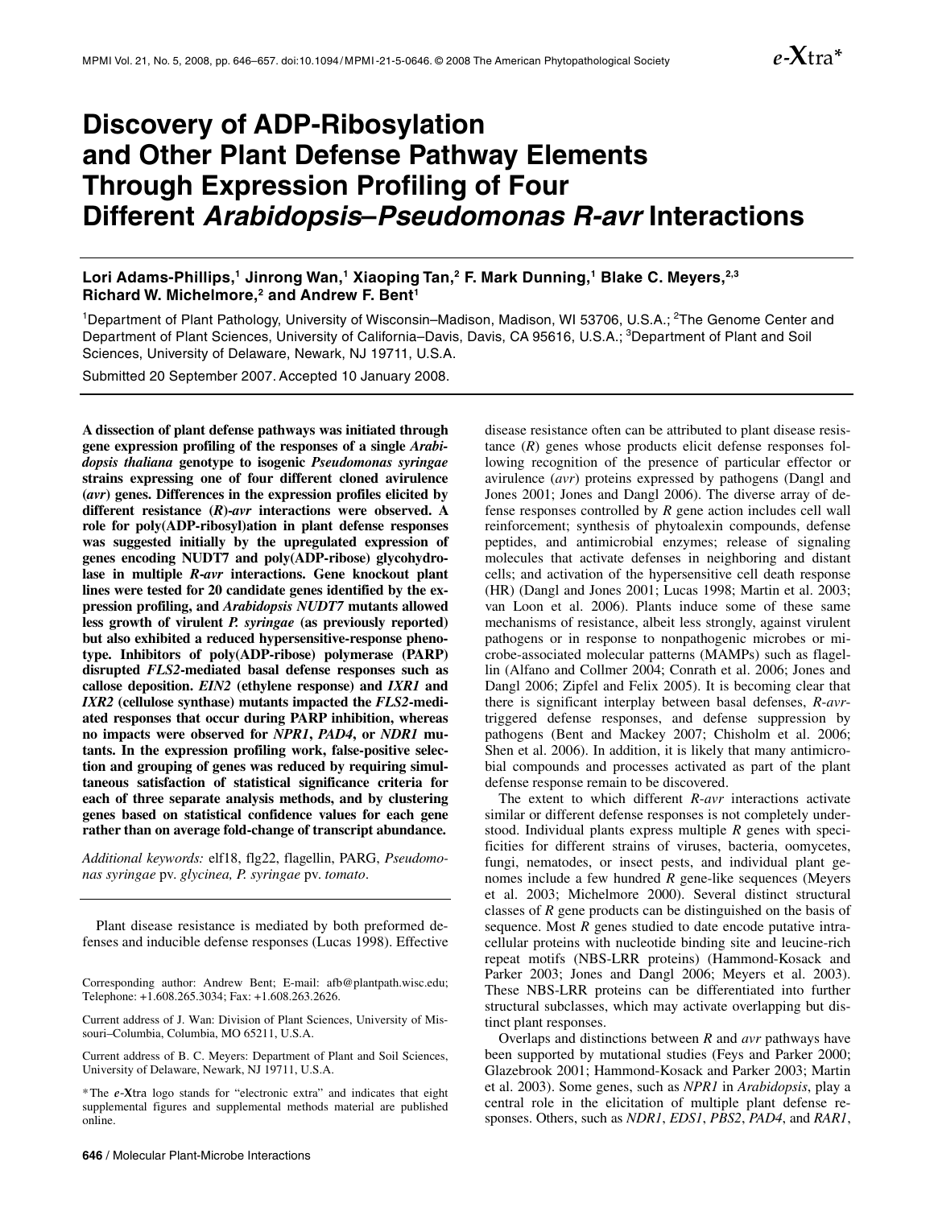# Discovery of ADP-Ribosylation and Other Plant Defense Pathway Elements Through Expression Profiling of Four Different *Arabidopsis–Pseudomonas R-avr* Interactions

**Lori Adams-Phillips,[1] Jinrong Wan,[1] Xiaoping Tan,[2] F. Mark Dunning,[1] Blake C. Meyers,[2,3] Richard W. Michelmore,[2] and Andrew F. Bent[1]**

[1]Department of Plant Pathology, University of Wisconsin–Madison, Madison, WI 53706, U.S.A.; [2]The Genome Center and Department of Plant Sciences, University of California–Davis, Davis, CA 95616, U.S.A.; [3]Department of Plant and Soil Sciences, University of Delaware, Newark, NJ 19711, U.S.A.

Submitted 20 September 2007. Accepted 10 January 2008.

**A dissection of plant defense pathways was initiated through gene expression profiling of the responses of a single *Arabidopsis thaliana* genotype to isogenic *Pseudomonas syringae* strains expressing one of four different cloned avirulence (*avr*) genes. Differences in the expression profiles elicited by different resistance (*R*)-*avr* interactions were observed. A role for poly(ADP-ribosyl)ation in plant defense responses was suggested initially by the upregulated expression of genes encoding NUDT7 and poly(ADP-ribose) glycohydrolase in multiple *R-avr* interactions. Gene knockout plant lines were tested for 20 candidate genes identified by the expression profiling, and *Arabidopsis NUDT7* mutants allowed less growth of virulent *P. syringae* (as previously reported) but also exhibited a reduced hypersensitive-response phenotype. Inhibitors of poly(ADP-ribose) polymerase (PARP) disrupted *FLS2*-mediated basal defense responses such as callose deposition. *EIN2* (ethylene response) and *IXR1* and *IXR2* (cellulose synthase) mutants impacted the *FLS2*-mediated responses that occur during PARP inhibition, whereas no impacts were observed for *NPR1*, *PAD4*, or *NDR1* mutants. In the expression profiling work, false-positive selection and grouping of genes was reduced by requiring simultaneous satisfaction of statistical significance criteria for each of three separate analysis methods, and by clustering genes based on statistical confidence values for each gene rather than on average fold-change of transcript abundance.**

*Additional keywords:* elf18, flg22, flagellin, PARG, *Pseudomonas syringae* pv. *glycinea, P. syringae* pv. *tomato*.

Plant disease resistance is mediated by both preformed defenses and inducible defense responses (Lucas 1998). Effective disease resistance often can be attributed to plant disease resistance (*R*) genes whose products elicit defense responses following recognition of the presence of particular effector or avirulence (*avr*) proteins expressed by pathogens (Dangl and Jones 2001; Jones and Dangl 2006). The diverse array of defense responses controlled by *R* gene action includes cell wall reinforcement; synthesis of phytoalexin compounds, defense peptides, and antimicrobial enzymes; release of signaling molecules that activate defenses in neighboring and distant cells; and activation of the hypersensitive cell death response (HR) (Dangl and Jones 2001; Lucas 1998; Martin et al. 2003; van Loon et al. 2006). Plants induce some of these same mechanisms of resistance, albeit less strongly, against virulent pathogens or in response to nonpathogenic microbes or microbe-associated molecular patterns (MAMPs) such as flagellin (Alfano and Collmer 2004; Conrath et al. 2006; Jones and Dangl 2006; Zipfel and Felix 2005). It is becoming clear that there is significant interplay between basal defenses, *R-avr*-triggered defense responses, and defense suppression by pathogens (Bent and Mackey 2007; Chisholm et al. 2006; Shen et al. 2006). In addition, it is likely that many antimicrobial compounds and processes activated as part of the plant defense response remain to be discovered.

The extent to which different *R-avr* interactions activate similar or different defense responses is not completely understood. Individual plants express multiple *R* genes with specificities for different strains of viruses, bacteria, oomycetes, fungi, nematodes, or insect pests, and individual plant genomes include a few hundred *R* gene-like sequences (Meyers et al. 2003; Michelmore 2000). Several distinct structural classes of *R* gene products can be distinguished on the basis of sequence. Most *R* genes studied to date encode putative intracellular proteins with nucleotide binding site and leucine-rich repeat motifs (NBS-LRR proteins) (Hammond-Kosack and Parker 2003; Jones and Dangl 2006; Meyers et al. 2003). These NBS-LRR proteins can be differentiated into further structural subclasses, which may activate overlapping but distinct plant responses.

Overlaps and distinctions between *R* and *avr* pathways have been supported by mutational studies (Feys and Parker 2000; Glazebrook 2001; Hammond-Kosack and Parker 2003; Martin et al. 2003). Some genes, such as *NPR1* in *Arabidopsis*, play a central role in the elicitation of multiple plant defense responses. Others, such as *NDR1*, *EDS1*, *PBS2*, *PAD4*, and *RAR1*,

Corresponding author: Andrew Bent; E-mail: afb@plantpath.wisc.edu; Telephone: +1.608.265.3034; Fax: +1.608.263.2626.

Current address of J. Wan: Division of Plant Sciences, University of Missouri–Columbia, Columbia, MO 65211, U.S.A.

Current address of B. C. Meyers: Department of Plant and Soil Sciences, University of Delaware, Newark, NJ 19711, U.S.A.

*The *e*-Xtra logo stands for "electronic extra" and indicates that eight supplemental figures and supplemental methods material are published online.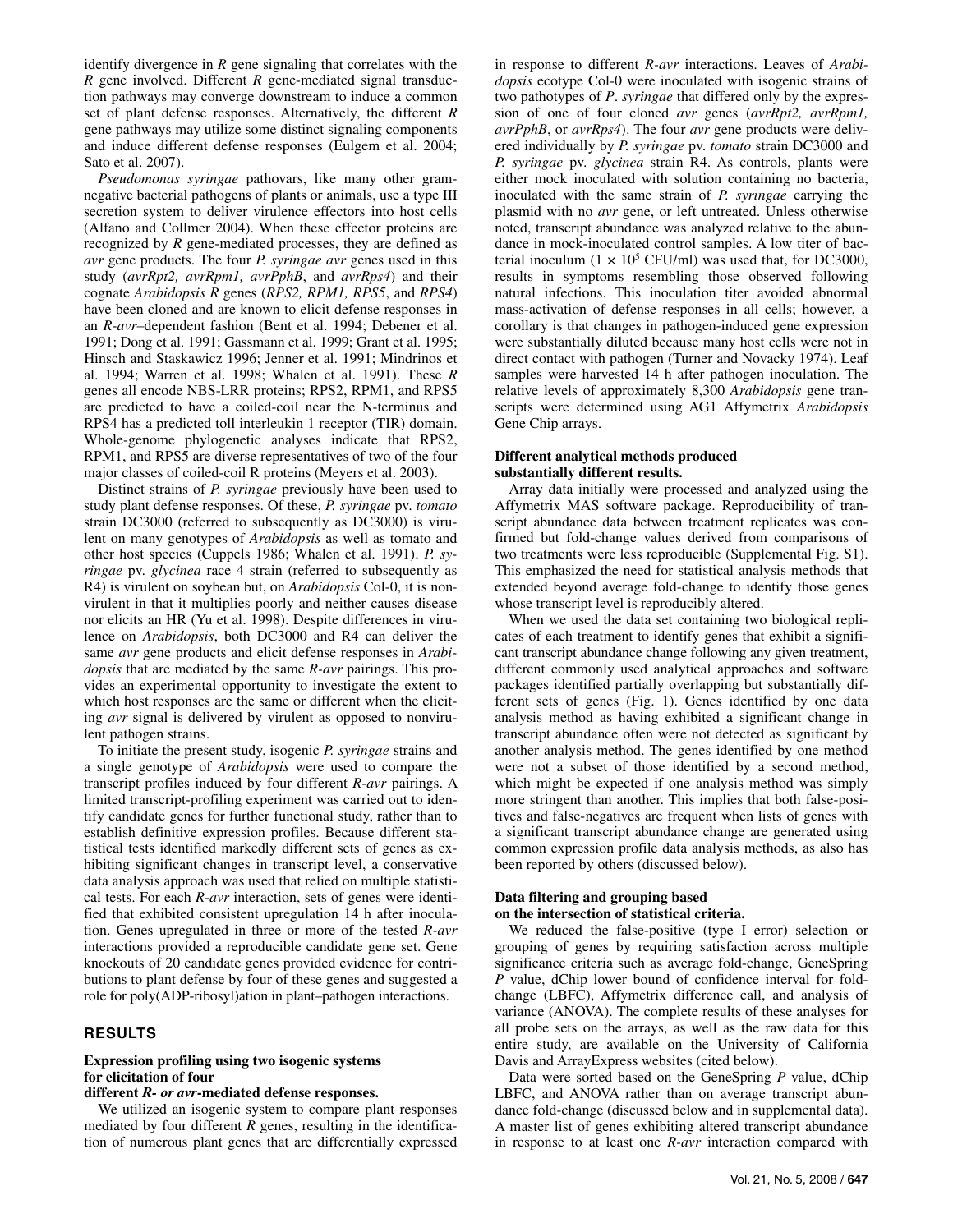identify divergence in *R* gene signaling that correlates with the *R* gene involved. Different *R* gene-mediated signal transduction pathways may converge downstream to induce a common set of plant defense responses. Alternatively, the different *R* gene pathways may utilize some distinct signaling components and induce different defense responses (Eulgem et al. 2004; Sato et al. 2007).

*Pseudomonas syringae* pathovars, like many other gram-negative bacterial pathogens of plants or animals, use a type III secretion system to deliver virulence effectors into host cells (Alfano and Collmer 2004). When these effector proteins are recognized by *R* gene-mediated processes, they are defined as *avr* gene products. The four *P. syringae avr* genes used in this study (*avrRpt2, avrRpm1, avrPphB*, and *avrRps4*) and their cognate *Arabidopsis R* genes (*RPS2, RPM1, RPS5*, and *RPS4*) have been cloned and are known to elicit defense responses in an *R-avr*–dependent fashion (Bent et al. 1994; Debener et al. 1991; Dong et al. 1991; Gassmann et al. 1999; Grant et al. 1995; Hinsch and Staskawicz 1996; Jenner et al. 1991; Mindrinos et al. 1994; Warren et al. 1998; Whalen et al. 1991). These *R* genes all encode NBS-LRR proteins; RPS2, RPM1, and RPS5 are predicted to have a coiled-coil near the N-terminus and RPS4 has a predicted toll interleukin 1 receptor (TIR) domain. Whole-genome phylogenetic analyses indicate that RPS2, RPM1, and RPS5 are diverse representatives of two of the four major classes of coiled-coil R proteins (Meyers et al. 2003).

Distinct strains of *P. syringae* previously have been used to study plant defense responses. Of these, *P. syringae* pv. *tomato* strain DC3000 (referred to subsequently as DC3000) is virulent on many genotypes of *Arabidopsis* as well as tomato and other host species (Cuppels 1986; Whalen et al. 1991). *P. syringae* pv. *glycinea* race 4 strain (referred to subsequently as R4) is virulent on soybean but, on *Arabidopsis* Col-0, it is nonvirulent in that it multiplies poorly and neither causes disease nor elicits an HR (Yu et al. 1998). Despite differences in virulence on *Arabidopsis*, both DC3000 and R4 can deliver the same *avr* gene products and elicit defense responses in *Arabidopsis* that are mediated by the same *R-avr* pairings. This provides an experimental opportunity to investigate the extent to which host responses are the same or different when the eliciting *avr* signal is delivered by virulent as opposed to nonvirulent pathogen strains.

To initiate the present study, isogenic *P. syringae* strains and a single genotype of *Arabidopsis* were used to compare the transcript profiles induced by four different *R-avr* pairings. A limited transcript-profiling experiment was carried out to identify candidate genes for further functional study, rather than to establish definitive expression profiles. Because different statistical tests identified markedly different sets of genes as exhibiting significant changes in transcript level, a conservative data analysis approach was used that relied on multiple statistical tests. For each *R-avr* interaction, sets of genes were identified that exhibited consistent upregulation 14 h after inoculation. Genes upregulated in three or more of the tested *R-avr* interactions provided a reproducible candidate gene set. Gene knockouts of 20 candidate genes provided evidence for contributions to plant defense by four of these genes and suggested a role for poly(ADP-ribosyl)ation in plant–pathogen interactions.

## RESULTS

### Expression profiling using two isogenic systems for elicitation of four different *R- or avr*-mediated defense responses.

We utilized an isogenic system to compare plant responses mediated by four different *R* genes, resulting in the identification of numerous plant genes that are differentially expressed in response to different *R-avr* interactions. Leaves of *Arabidopsis* ecotype Col-0 were inoculated with isogenic strains of two pathotypes of *P. syringae* that differed only by the expression of one of four cloned *avr* genes (*avrRpt2, avrRpm1, avrPphB*, or *avrRps4*). The four *avr* gene products were delivered individually by *P. syringae* pv. *tomato* strain DC3000 and *P. syringae* pv. *glycinea* strain R4. As controls, plants were either mock inoculated with solution containing no bacteria, inoculated with the same strain of *P. syringae* carrying the plasmid with no *avr* gene, or left untreated. Unless otherwise noted, transcript abundance was analyzed relative to the abundance in mock-inoculated control samples. A low titer of bacterial inoculum ($1 \times 10^5$ CFU/ml) was used that, for DC3000, results in symptoms resembling those observed following natural infections. This inoculation titer avoided abnormal mass-activation of defense responses in all cells; however, a corollary is that changes in pathogen-induced gene expression were substantially diluted because many host cells were not in direct contact with pathogen (Turner and Novacky 1974). Leaf samples were harvested 14 h after pathogen inoculation. The relative levels of approximately 8,300 *Arabidopsis* gene transcripts were determined using AG1 Affymetrix *Arabidopsis* Gene Chip arrays.

### Different analytical methods produced substantially different results.

Array data initially were processed and analyzed using the Affymetrix MAS software package. Reproducibility of transcript abundance data between treatment replicates was confirmed but fold-change values derived from comparisons of two treatments were less reproducible (Supplemental Fig. S1). This emphasized the need for statistical analysis methods that extended beyond average fold-change to identify those genes whose transcript level is reproducibly altered.

When we used the data set containing two biological replicates of each treatment to identify genes that exhibit a significant transcript abundance change following any given treatment, different commonly used analytical approaches and software packages identified partially overlapping but substantially different sets of genes (Fig. 1). Genes identified by one data analysis method as having exhibited a significant change in transcript abundance often were not detected as significant by another analysis method. The genes identified by one method were not a subset of those identified by a second method, which might be expected if one analysis method was simply more stringent than another. This implies that both false-positives and false-negatives are frequent when lists of genes with a significant transcript abundance change are generated using common expression profile data analysis methods, as also has been reported by others (discussed below).

### Data filtering and grouping based on the intersection of statistical criteria.

We reduced the false-positive (type I error) selection or grouping of genes by requiring satisfaction across multiple significance criteria such as average fold-change, GeneSpring *P* value, dChip lower bound of confidence interval for fold-change (LBFC), Affymetrix difference call, and analysis of variance (ANOVA). The complete results of these analyses for all probe sets on the arrays, as well as the raw data for this entire study, are available on the University of California Davis and ArrayExpress websites (cited below).

Data were sorted based on the GeneSpring *P* value, dChip LBFC, and ANOVA rather than on average transcript abundance fold-change (discussed below and in supplemental data). A master list of genes exhibiting altered transcript abundance in response to at least one *R-avr* interaction compared with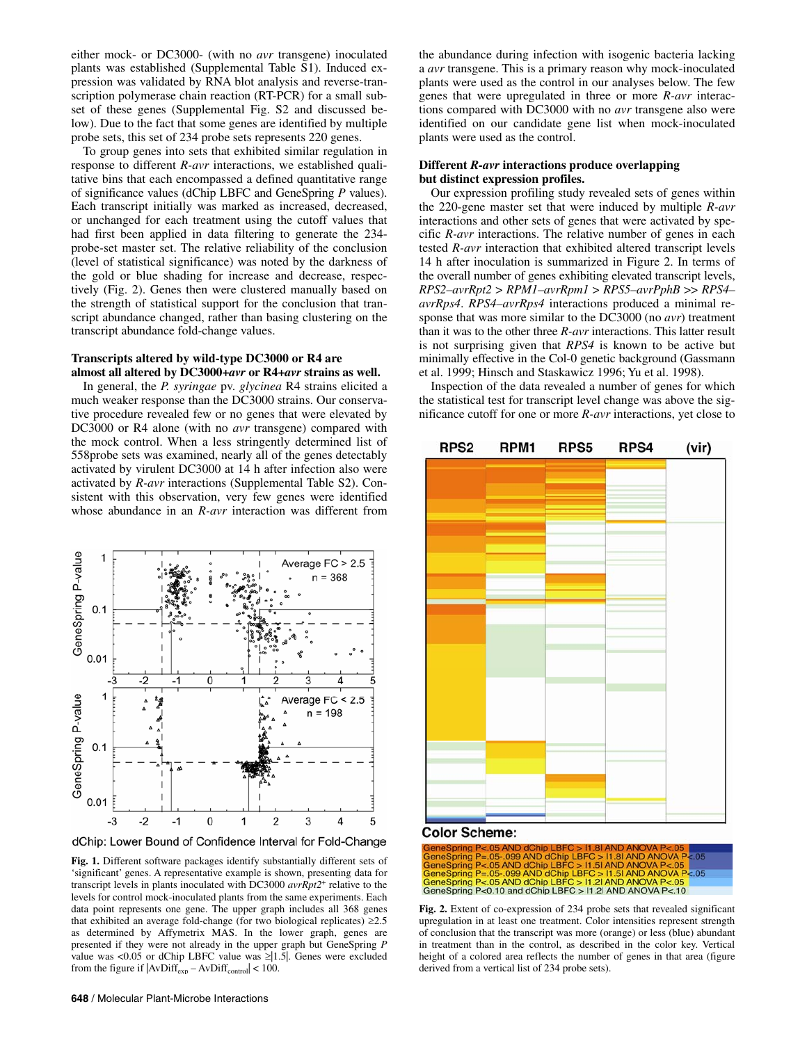either mock- or DC3000- (with no *avr* transgene) inoculated plants was established (Supplemental Table S1). Induced expression was validated by RNA blot analysis and reverse-transcription polymerase chain reaction (RT-PCR) for a small subset of these genes (Supplemental Fig. S2 and discussed below). Due to the fact that some genes are identified by multiple probe sets, this set of 234 probe sets represents 220 genes.

To group genes into sets that exhibited similar regulation in response to different *R-avr* interactions, we established qualitative bins that each encompassed a defined quantitative range of significance values (dChip LBFC and GeneSpring *P* values). Each transcript initially was marked as increased, decreased, or unchanged for each treatment using the cutoff values that had first been applied in data filtering to generate the 234-probe-set master set. The relative reliability of the conclusion (level of statistical significance) was noted by the darkness of the gold or blue shading for increase and decrease, respectively (Fig. 2). Genes then were clustered manually based on the strength of statistical support for the conclusion that transcript abundance changed, rather than basing clustering on the transcript abundance fold-change values.

### Transcripts altered by wild-type DC3000 or R4 are almost all altered by DC3000+*avr* or R4+*avr* strains as well.

In general, the *P. syringae* pv. *glycinea* R4 strains elicited a much weaker response than the DC3000 strains. Our conservative procedure revealed few or no genes that were elevated by DC3000 or R4 alone (with no *avr* transgene) compared with the mock control. When a less stringently determined list of 558probe sets was examined, nearly all of the genes detectably activated by virulent DC3000 at 14 h after infection also were activated by *R-avr* interactions (Supplemental Table S2). Consistent with this observation, very few genes were identified whose abundance in an *R-avr* interaction was different from the abundance during infection with isogenic bacteria lacking a *avr* transgene. This is a primary reason why mock-inoculated plants were used as the control in our analyses below. The few genes that were upregulated in three or more *R-avr* interactions compared with DC3000 with no *avr* transgene also were identified on our candidate gene list when mock-inoculated plants were used as the control.

**Fig. 1.** Different software packages identify substantially different sets of 'significant' genes. A representative example is shown, presenting data for transcript levels in plants inoculated with DC3000 *avrRpt2*⁺ relative to the levels for control mock-inoculated plants from the same experiments. Each data point represents one gene. The upper graph includes all 368 genes that exhibited an average fold-change (for two biological replicates) ≥2.5 as determined by Affymetrix MAS. In the lower graph, genes are presented if they were not already in the upper graph but GeneSpring *P* value was <0.05 or dChip LBFC value was ≥|1.5|. Genes were excluded from the figure if $|AvDiff_{exp} - AvDiff_{control}| < 100$.

### Different *R-avr* interactions produce overlapping but distinct expression profiles.

Our expression profiling study revealed sets of genes within the 220-gene master set that were induced by multiple *R-avr* interactions and other sets of genes that were activated by specific *R-avr* interactions. The relative number of genes in each tested *R-avr* interaction that exhibited altered transcript levels 14 h after inoculation is summarized in Figure 2. In terms of the overall number of genes exhibiting elevated transcript levels, *RPS2–avrRpt2* > *RPM1–avrRpm1* > *RPS5–avrPphB* >> *RPS4–avrRps4*. *RPS4–avrRps4* interactions produced a minimal response that was more similar to the DC3000 (no *avr*) treatment than it was to the other three *R-avr* interactions. This latter result is not surprising given that *RPS4* is known to be active but minimally effective in the Col-0 genetic background (Gassmann et al. 1999; Hinsch and Staskawicz 1996; Yu et al. 1998).

Inspection of the data revealed a number of genes for which the statistical test for transcript level change was above the significance cutoff for one or more *R-avr* interactions, yet close to

**Fig. 2.** Extent of co-expression of 234 probe sets that revealed significant upregulation in at least one treatment. Color intensities represent strength of conclusion that the transcript was more (orange) or less (blue) abundant in treatment than in the control, as described in the color key. Vertical height of a colored area reflects the number of genes in that area (figure derived from a vertical list of 234 probe sets).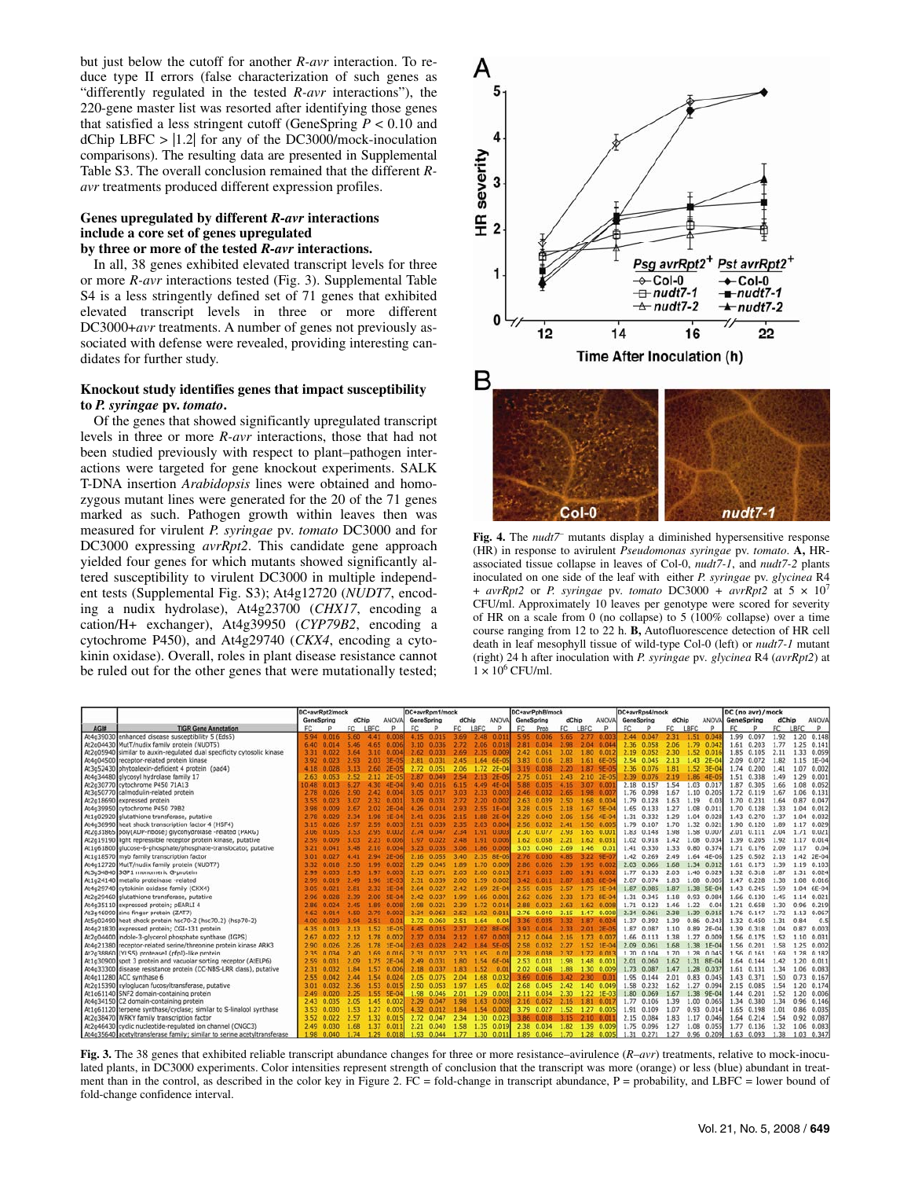but just below the cutoff for another *R-avr* interaction. To reduce type II errors (false characterization of such genes as "differently regulated in the tested *R-avr* interactions"), the 220-gene master list was resorted after identifying those genes that satisfied a less stringent cutoff (GeneSpring $P < 0.10$ and dChip LBFC $> |1.2|$ for any of the DC3000/mock-inoculation comparisons). The resulting data are presented in Supplemental Table S3. The overall conclusion remained that the different *R-avr* treatments produced different expression profiles.

### Genes upregulated by different *R-avr* interactions include a core set of genes upregulated by three or more of the tested *R-avr* interactions.

In all, 38 genes exhibited elevated transcript levels for three or more *R-avr* interactions tested (Fig. 3). Supplemental Table S4 is a less stringently defined set of 71 genes that exhibited elevated transcript levels in three or more different DC3000+*avr* treatments. A number of genes not previously associated with defense were revealed, providing interesting candidates for further study.

### Knockout study identifies genes that impact susceptibility to *P. syringae* pv. *tomato*.

Of the genes that showed significantly upregulated transcript levels in three or more *R-avr* interactions, those that had not been studied previously with respect to plant–pathogen interactions were targeted for gene knockout experiments. SALK T-DNA insertion *Arabidopsis* lines were obtained and homozygous mutant lines were generated for the 20 of the 71 genes marked as such. Pathogen growth within leaves then was measured for virulent *P. syringae* pv. *tomato* DC3000 and for DC3000 expressing *avrRpt2*. This candidate gene approach yielded four genes for which mutants showed significantly altered susceptibility to virulent DC3000 in multiple independent tests (Supplemental Fig. S3); At4g12720 (*NUDT7*, encoding a nudix hydrolase), At4g23700 (*CHX17*, encoding a cation/H+ exchanger), At4g39950 (*CYP79B2*, encoding a cytochrome P450), and At4g29740 (*CKX4*, encoding a cytokinin oxidase). Overall, roles in plant disease resistance cannot be ruled out for the other genes that were mutationally tested;

**Fig. 4.** The *nudt7*⁻ mutants display a diminished hypersensitive response (HR) in response to avirulent *Pseudomonas syringae* pv. *tomato*. **A,** HR-associated tissue collapse in leaves of Col-0, *nudt7-1*, and *nudt7-2* plants inoculated on one side of the leaf with either *P. syringae* pv. *glycinea* R4 + *avrRpt2* or *P. syringae* pv. *tomato* DC3000 + *avrRpt2* at $5 \times 10^7$ CFU/ml. Approximately 10 leaves per genotype were scored for severity of HR on a scale from 0 (no collapse) to 5 (100% collapse) over a time course ranging from 12 to 22 h. **B,** Autofluorescence detection of HR cell death in leaf mesophyll tissue of wild-type Col-0 (left) or *nudt7-1* mutant (right) 24 h after inoculation with *P. syringae* pv. *glycinea* R4 (*avrRpt2*) at $1 \times 10^6$ CFU/ml.

| | | DC+avrRpt2/mock | | | | | DC+avrRpm1/mock | | | | | DC+avrPphB/mock | | | | | DC+avrRps4/mock | | | | | DC (no avr)/mock | | | | |
|---|---|---|---|---|---|---|---|---|---|---|---|---|---|---|---|---|---|---|---|---|---|---|---|---|---|---|
| | | GeneSpring | | dChip | | ANOVA | GeneSpring | | dChip | | ANOVA | GeneSpring | | dChip | | ANOVA | GeneSpring | | dChip | | ANOVA | GeneSpring | | dChip | | ANOVA |
| AGI# | TIGR Gene Annotation | FC | P | FC | LBFC | P | FC | P | FC | LBFC | P | FC | Prob | FC | LBFC | P | FC | P | FC | LBFC | P | FC | P | FC | LBFC | P |
| At4g39030 | enhanced disease susceptibility 5 (Eds5) | 5.94 | 0.016 | 5.60 | 4.41 | 0.008 | 4.15 | 0.015 | 3.69 | 2.48 | 0.011 | 5.95 | 0.006 | 5.65 | 2.77 | 0.003 | 2.44 | 0.047 | 2.31 | 1.51 | 0.048 | 1.99 | 0.097 | 1.92 | 1.20 | 0.148 |
| At2g04430 | MutT/nudix family protein (NUDT5) | 6.40 | 0.014 | 5.46 | 4.65 | 0.006 | 3.10 | 0.036 | 2.72 | 2.06 | 0.018 | 2.81 | 0.034 | 2.98 | 2.04 | 0.044 | 2.36 | 0.058 | 2.06 | 1.79 | 0.042 | 1.61 | 0.203 | 1.77 | 1.25 | 0.141 |
| At2g05940 | similar to auxin-regulated dual specificity cytosolic kinase | 3.31 | 0.022 | 3.64 | 3.10 | 0.004 | 2.62 | 0.033 | 2.69 | 2.35 | 0.009 | 2.42 | 0.061 | 3.02 | 1.80 | 0.012 | 2.19 | 0.052 | 2.30 | 1.52 | 0.016 | 1.85 | 0.105 | 2.11 | 1.33 | 0.059 |
| At4g04500 | receptor-related protein kinase | 3.92 | 0.023 | 2.93 | 2.03 | 3E-05 | 2.81 | 0.031 | 2.45 | 1.64 | 6E-05 | 3.83 | 0.016 | 2.83 | 1.61 | 6E-05 | 2.54 | 0.045 | 2.13 | 1.43 | 2E-04 | 2.09 | 0.072 | 1.82 | 1.15 | 1E-04 |
| At3g52430 | phytoalexin-deficient 4 protein (pad4) | 4.18 | 0.028 | 3.13 | 2.60 | 2E-05 | 2.72 | 0.051 | 2.06 | 1.72 | 2E-04 | 3.19 | 0.038 | 2.20 | 1.87 | 9E-05 | 2.36 | 0.076 | 1.81 | 1.52 | 3E-04 | 1.74 | 0.200 | 1.41 | 1.07 | 0.002 |
| At4g34480 | glycosyl hydrolase family 17 | 2.63 | 0.053 | 2.52 | 2.12 | 2E-05 | 2.87 | 0.049 | 2.54 | 2.13 | 2E-05 | 2.75 | 0.051 | 2.43 | 2.10 | 2E-05 | 2.39 | 0.076 | 2.19 | 1.86 | 4E-05 | 1.51 | 0.338 | 1.49 | 1.29 | 0.001 |
| At2g30770 | cytochrome P450 71A13 | 10.48 | 0.013 | 6.27 | 4.30 | 4E-04 | 9.40 | 0.016 | 6.15 | 4.49 | 4E-04 | 5.88 | 0.035 | 4.16 | 3.07 | 0.001 | 2.18 | 0.157 | 1.54 | 1.03 | 0.017 | 1.87 | 0.305 | 1.66 | 1.08 | 0.052 |
| At3g50770 | calmodulin-related protein | 2.78 | 0.026 | 2.90 | 2.42 | 0.004 | 3.05 | 0.017 | 3.03 | 2.33 | 0.003 | 2.46 | 0.032 | 2.65 | 1.98 | 0.007 | 1.76 | 0.098 | 1.67 | 1.10 | 0.205 | 1.72 | 0.119 | 1.67 | 1.06 | 0.131 |
| At2g18690 | expressed protein | 3.55 | 0.023 | 3.07 | 2.32 | 0.001 | 3.09 | 0.031 | 2.72 | 2.20 | 0.002 | 2.63 | 0.039 | 2.50 | 1.68 | 0.004 | 1.79 | 0.128 | 1.63 | 1.19 | 0.03 | 1.70 | 0.231 | 1.64 | 0.87 | 0.047 |
| At4g39950 | cytochrome P450 79B2 | 3.98 | 0.009 | 2.67 | 2.02 | 2E-04 | 4.26 | 0.014 | 2.93 | 2.55 | 1E-04 | 3.28 | 0.015 | 2.18 | 1.67 | 5E-04 | 1.65 | 0.133 | 1.27 | 1.08 | 0.011 | 1.70 | 0.128 | 1.33 | 1.04 | 0.012 |
| At1g02920 | glutathione transferase, putative | 2.78 | 0.029 | 2.34 | 1.98 | 1E-04 | 2.41 | 0.036 | 2.15 | 1.88 | 2E-04 | 2.29 | 0.040 | 2.06 | 1.56 | 4E-04 | 1.31 | 0.332 | 1.29 | 1.04 | 0.028 | 1.43 | 0.270 | 1.37 | 1.04 | 0.032 |
| At4g36990 | heat shock transcription factor 4 (HSF4) | 3.15 | 0.026 | 2.97 | 2.59 | 0.003 | 2.51 | 0.039 | 2.35 | 2.03 | 0.004 | 2.56 | 0.032 | 2.41 | 1.50 | 0.005 | 1.79 | 0.107 | 1.70 | 1.32 | 0.021 | 1.90 | 0.120 | 1.89 | 1.17 | 0.029 |
| At2g31865 | poly(ADP-ribose) glycohydrolase -related (PARG) | 3.06 | 0.035 | 3.53 | 2.95 | 0.002 | 2.74 | 0.047 | 2.34 | 1.91 | 0.005 | 2.30 | 0.077 | 2.95 | 1.65 | 0.001 | 1.85 | 0.148 | 1.98 | 1.58 | 0.007 | 2.01 | 0.111 | 2.04 | 1.71 | 0.021 |
| At2g19190 | light repressible receptor protein kinase, putative | 2.59 | 0.009 | 3.03 | 2.23 | 0.006 | 1.97 | 0.022 | 2.48 | 1.91 | 0.006 | 1.62 | 0.058 | 2.21 | 1.62 | 0.031 | 1.02 | 0.918 | 1.42 | 1.08 | 0.034 | 1.39 | 0.205 | 1.92 | 1.17 | 0.014 |
| At1g61800 | glucose-6-phosphate/phosphate-translocator, putative | 3.21 | 0.041 | 3.48 | 2.10 | 0.004 | 3.23 | 0.035 | 3.06 | 1.86 | 0.005 | 3.03 | 0.040 | 2.69 | 1.46 | 0.01 | 1.41 | 0.330 | 1.33 | 0.80 | 0.374 | 1.71 | 0.176 | 2.09 | 1.17 | 0.04 |
| At1g18570 | myb family transcription factor | 3.01 | 0.027 | 4.41 | 2.94 | 2E-06 | 2.16 | 0.055 | 3.40 | 2.35 | 8E-06 | 2.76 | 0.030 | 4.85 | 3.22 | 9E-07 | 1.42 | 0.269 | 2.49 | 1.64 | 4E-06 | 1.25 | 0.592 | 2.13 | 1.42 | 2E-04 |
| At4g12720 | MutT/nudix family protein (NUDT7) | 3.32 | 0.018 | 2.50 | 1.99 | 0.002 | 2.29 | 0.045 | 1.89 | 1.70 | 0.009 | 2.86 | 0.026 | 2.39 | 1.95 | 0.002 | 2.03 | 0.066 | 1.68 | 1.34 | 0.012 | 1.61 | 0.173 | 1.39 | 1.19 | 0.103 |
| At5g54840 | SGP1 monomeric G-protein | 2.99 | 0.033 | 2.93 | 1.97 | 0.003 | 2.15 | 0.071 | 2.03 | 2.00 | 0.013 | 2.71 | 0.033 | 2.80 | 1.91 | 0.002 | 1.77 | 0.133 | 2.03 | 1.40 | 0.025 | 1.32 | 0.318 | 1.87 | 1.31 | 0.024 |
| At1g24140 | metallo proteinase -related | 2.99 | 0.019 | 2.49 | 1.96 | 1E-03 | 2.31 | 0.039 | 2.00 | 1.59 | 0.002 | 3.42 | 0.011 | 2.87 | 1.83 | 6E-04 | 2.07 | 0.074 | 1.83 | 1.08 | 0.003 | 1.47 | 0.228 | 1.38 | 1.08 | 0.016 |
| At4g29740 | cytokinin oxidase family (CKX4) | 3.05 | 0.021 | 2.81 | 2.32 | 1E-04 | 2.64 | 0.027 | 2.42 | 1.69 | 2E-04 | 2.55 | 0.035 | 2.57 | 1.75 | 1E-04 | 1.87 | 0.085 | 1.87 | 1.38 | 5E-04 | 1.43 | 0.245 | 1.59 | 1.04 | 6E-04 |
| At2g29460 | glutathione transferase, putative | 2.96 | 0.028 | 2.39 | 2.00 | 5E-04 | 2.42 | 0.037 | 1.99 | 1.66 | 0.001 | 2.62 | 0.026 | 2.33 | 1.73 | 8E-04 | 1.31 | 0.345 | 1.18 | 0.93 | 0.084 | 1.66 | 0.130 | 1.45 | 1.14 | 0.021 |
| At4g35110 | expressed protein; pEARLI 4 | 2.86 | 0.024 | 2.45 | 1.89 | 0.008 | 2.98 | 0.021 | 2.39 | 1.72 | 0.014 | 2.88 | 0.023 | 2.63 | 1.62 | 0.008 | 1.71 | 0.123 | 1.46 | 1.22 | 0.04 | 1.21 | 0.658 | 1.30 | 0.96 | 0.219 |
| At5g46000 | zinc finger protein (ZAT7) | 4.62 | 0.014 | 4.60 | 2.70 | 0.009 | 2.24 | 0.063 | 2.63 | 1.02 | 0.031 | 2.76 | 0.040 | 3.15 | 1.17 | 0.015 | 2.34 | 0.061 | 2.38 | 1.39 | 0.015 | 1.76 | 0.117 | 1.73 | 1.13 | 0.067 |
| At5g02490 | heat shock protein hsc70-2 (hsc70-2) (hsp70-2) | 4.00 | 0.029 | 3.64 | 2.51 | 0.01 | 2.72 | 0.060 | 2.51 | 1.64 | 0.04 | 3.36 | 0.035 | 3.32 | 1.87 | 0.024 | 1.37 | 0.392 | 1.39 | 0.86 | 0.243 | 1.32 | 0.450 | 1.31 | 0.84 | 0.5 |
| At4g21830 | expressed protein; CGI-131 protein | 4.35 | 0.013 | 2.13 | 1.52 | 1E-05 | 4.45 | 0.015 | 2.37 | 2.02 | 8E-06 | 3.93 | 0.014 | 2.33 | 2.01 | 2E-05 | 1.87 | 0.087 | 1.10 | 0.89 | 2E-04 | 1.39 | 0.318 | 1.04 | 0.87 | 0.003 |
| At2g04400 | indole-3-glycerol phosphate synthase (IGPS) | 2.67 | 0.022 | 2.12 | 1.78 | 0.002 | 2.37 | 0.034 | 2.12 | 1.97 | 0.003 | 2.12 | 0.044 | 2.16 | 1.73 | 0.007 | 1.66 | 0.113 | 1.38 | 1.27 | 0.009 | 1.56 | 0.175 | 1.52 | 1.10 | 0.031 |
| At4g21380 | receptor-like serine/threonine protein kinase ARK3 | 2.90 | 0.026 | 2.26 | 1.78 | 1E-04 | 2.63 | 0.028 | 2.42 | 1.84 | 5E-05 | 2.58 | 0.032 | 2.27 | 1.52 | 1E-04 | 2.09 | 0.061 | 1.68 | 1.38 | 1E-04 | 1.56 | 0.201 | 1.58 | 1.25 | 0.002 |
| At2g38860 | YLS5) protease I (pfpI)-like protein | 2.35 | 0.034 | 2.40 | 1.69 | 0.016 | 2.31 | 0.037 | 2.33 | 1.65 | 0.01 | 2.28 | 0.038 | 2.37 | 1.72 | 0.013 | 1.70 | 0.104 | 1.70 | 1.28 | 0.045 | 1.56 | 0.161 | 1.69 | 1.28 | 0.182 |
| At1g30900 | spot 3 protein and vacuolar sorting receptor (AtELP6) | 2.59 | 0.031 | 2.09 | 1.75 | 2E-04 | 2.49 | 0.031 | 1.80 | 1.54 | 6E-04 | 2.53 | 0.031 | 1.98 | 1.48 | 0.001 | 2.01 | 0.060 | 1.62 | 1.31 | 8E-04 | 1.64 | 0.144 | 1.42 | 1.20 | 0.011 |
| At4g33300 | disease resistance protein (CC-NBS-LRR class), putative | 2.31 | 0.032 | 1.84 | 1.57 | 0.006 | 2.18 | 0.037 | 1.83 | 1.52 | 0.01 | 2.02 | 0.048 | 1.88 | 1.30 | 0.009 | 1.73 | 0.087 | 1.47 | 1.28 | 0.037 | 1.61 | 0.131 | 1.34 | 1.06 | 0.083 |
| At4g11280 | ACC synthase 6 | 2.55 | 0.042 | 2.44 | 1.54 | 0.024 | 2.05 | 0.075 | 2.04 | 1.68 | 0.032 | 3.69 | 0.016 | 3.42 | 2.30 | 0.01 | 1.95 | 0.144 | 2.01 | 0.83 | 0.045 | 1.43 | 0.371 | 1.50 | 0.73 | 0.167 |
| At2g15390 | xyloglucan fucosyltransferase, putative | 3.01 | 0.032 | 2.36 | 1.53 | 0.015 | 2.50 | 0.053 | 1.97 | 1.65 | 0.02 | 2.68 | 0.045 | 2.42 | 1.40 | 0.049 | 1.58 | 0.232 | 1.62 | 1.27 | 0.094 | 2.15 | 0.085 | 1.54 | 1.20 | 0.174 |
| At1g61140 | SNF2 domain-containing protein | 2.49 | 0.020 | 2.25 | 1.55 | 5E-04 | 1.98 | 0.046 | 2.01 | 1.29 | 0.001 | 2.11 | 0.034 | 2.30 | 1.22 | 1E-03 | 1.80 | 0.069 | 1.67 | 1.38 | 9E-04 | 1.44 | 0.201 | 1.52 | 1.20 | 0.006 |
| At4g34150 | C2 domain-containing protein | 2.43 | 0.035 | 2.05 | 1.45 | 0.002 | 2.29 | 0.047 | 1.98 | 1.63 | 0.008 | 2.16 | 0.052 | 2.15 | 1.81 | 0.017 | 1.77 | 0.106 | 1.39 | 1.00 | 0.065 | 1.34 | 0.380 | 1.34 | 0.96 | 0.146 |
| At1g61120 | terpene synthase/cyclase; similar to S-linalool synthase | 3.53 | 0.030 | 1.53 | 1.27 | 0.005 | 4.32 | 0.012 | 1.84 | 1.54 | 0.002 | 3.79 | 0.027 | 1.52 | 1.27 | 0.005 | 1.91 | 0.109 | 1.07 | 0.93 | 0.014 | 1.65 | 0.198 | 1.01 | 0.86 | 0.035 |
| At2g38470 | WRKY family transcription factor | 3.52 | 0.022 | 2.57 | 1.32 | 0.015 | 2.72 | 0.047 | 2.34 | 1.30 | 0.023 | 3.86 | 0.018 | 3.15 | 2.10 | 0.011 | 2.15 | 0.084 | 1.83 | 1.17 | 0.046 | 1.64 | 0.214 | 1.54 | 0.92 | 0.087 |
| At2g46430 | cyclic nucleotide-regulated ion channel (CNGC3) | 2.49 | 0.030 | 1.68 | 1.37 | 0.011 | 2.21 | 0.040 | 1.58 | 1.35 | 0.019 | 2.38 | 0.034 | 1.82 | 1.39 | 0.009 | 1.75 | 0.096 | 1.27 | 1.08 | 0.055 | 1.77 | 0.136 | 1.32 | 1.06 | 0.083 |
| At4g35640 | acetyltransferase family; similar to serine acetyltransferase | 1.98 | 0.040 | 1.74 | 1.29 | 0.018 | 1.93 | 0.044 | 1.77 | 1.30 | 0.011 | 1.89 | 0.046 | 1.70 | 1.28 | 0.005 | 1.31 | 0.271 | 1.27 | 0.96 | 0.209 | 1.63 | 0.093 | 1.38 | 1.03 | 0.347 |

**Fig. 3.** The 38 genes that exhibited reliable transcript abundance changes for three or more resistance–avirulence (*R–avr*) treatments, relative to mock-inoculated plants, in DC3000 experiments. Color intensities represent strength of conclusion that the transcript was more (orange) or less (blue) abundant in treatment than in the control, as described in the color key in Figure 2. FC = fold-change in transcript abundance, P = probability, and LBFC = lower bound of fold-change confidence interval.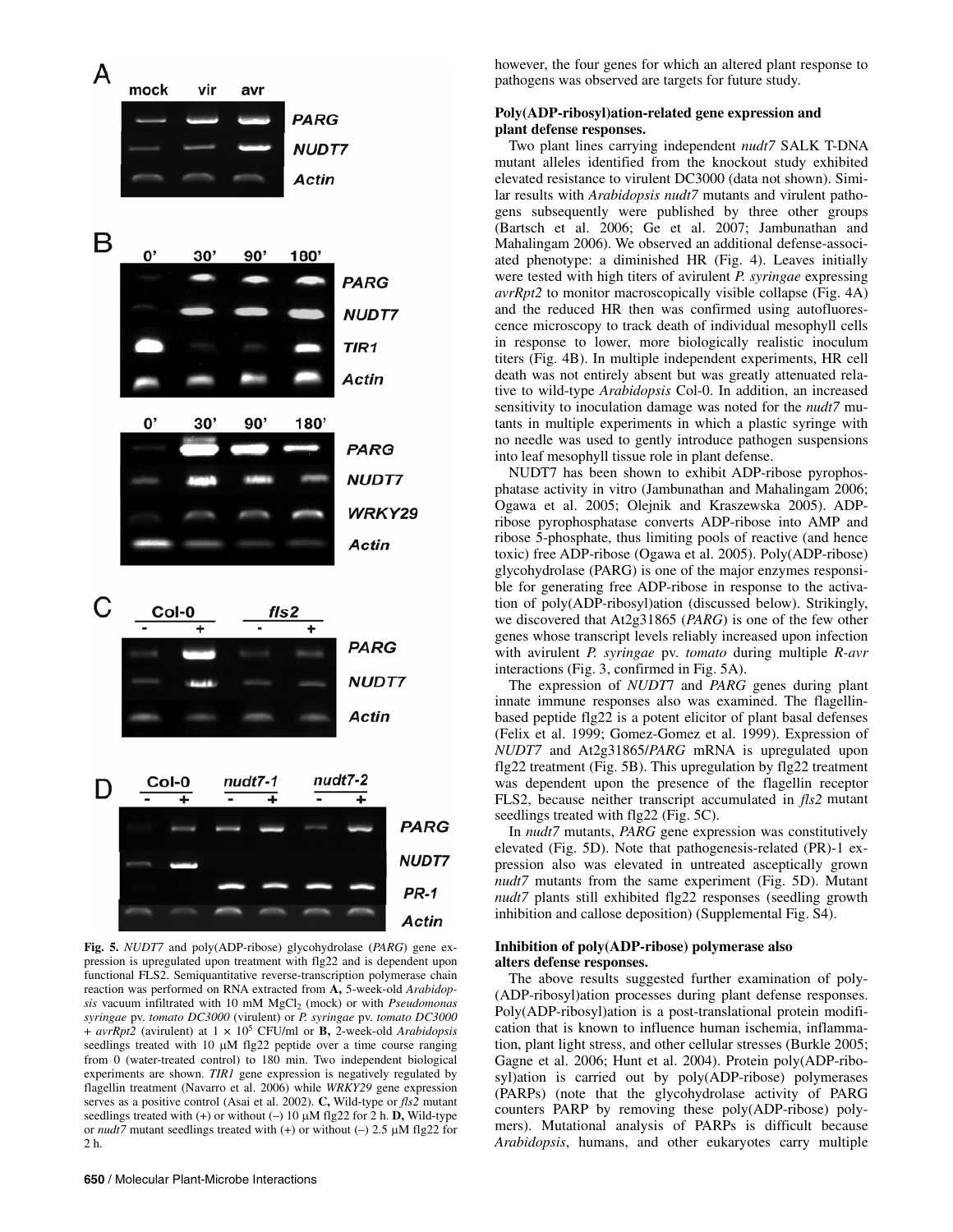**Fig. 5.** *NUDT7* and poly(ADP-ribose) glycohydrolase (*PARG*) gene expression is upregulated upon treatment with flg22 and is dependent upon functional FLS2. Semiquantitative reverse-transcription polymerase chain reaction was performed on RNA extracted from **A,** 5-week-old *Arabidopsis* vacuum infiltrated with 10 mM $MgCl_2$ (mock) or with *Pseudomonas syringae* pv. *tomato DC3000* (virulent) or *P. syringae* pv. *tomato DC3000* + *avrRpt2* (avirulent) at $1 \times 10^5$ CFU/ml or **B,** 2-week-old *Arabidopsis* seedlings treated with 10 μM flg22 peptide over a time course ranging from 0 (water-treated control) to 180 min. Two independent biological experiments are shown. *TIR1* gene expression is negatively regulated by flagellin treatment (Navarro et al. 2006) while *WRKY29* gene expression serves as a positive control (Asai et al. 2002). **C,** Wild-type or *fls2* mutant seedlings treated with (+) or without (–) 10 μM flg22 for 2 h. **D,** Wild-type or *nudt7* mutant seedlings treated with (+) or without (–) 2.5 μM flg22 for 2 h.

however, the four genes for which an altered plant response to pathogens was observed are targets for future study.

### Poly(ADP-ribosyl)ation-related gene expression and plant defense responses.

Two plant lines carrying independent *nudt7* SALK T-DNA mutant alleles identified from the knockout study exhibited elevated resistance to virulent DC3000 (data not shown). Similar results with *Arabidopsis nudt7* mutants and virulent pathogens subsequently were published by three other groups (Bartsch et al. 2006; Ge et al. 2007; Jambunathan and Mahalingam 2006). We observed an additional defense-associated phenotype: a diminished HR (Fig. 4). Leaves initially were tested with high titers of avirulent *P. syringae* expressing *avrRpt2* to monitor macroscopically visible collapse (Fig. 4A) and the reduced HR then was confirmed using autofluorescence microscopy to track death of individual mesophyll cells in response to lower, more biologically realistic inoculum titers (Fig. 4B). In multiple independent experiments, HR cell death was not entirely absent but was greatly attenuated relative to wild-type *Arabidopsis* Col-0. In addition, an increased sensitivity to inoculation damage was noted for the *nudt7* mutants in multiple experiments in which a plastic syringe with no needle was used to gently introduce pathogen suspensions into leaf mesophyll tissue role in plant defense.

NUDT7 has been shown to exhibit ADP-ribose pyrophosphatase activity in vitro (Jambunathan and Mahalingam 2006; Ogawa et al. 2005; Olejnik and Kraszewska 2005). ADP-ribose pyrophosphatase converts ADP-ribose into AMP and ribose 5-phosphate, thus limiting pools of reactive (and hence toxic) free ADP-ribose (Ogawa et al. 2005). Poly(ADP-ribose) glycohydrolase (PARG) is one of the major enzymes responsible for generating free ADP-ribose in response to the activation of poly(ADP-ribosyl)ation (discussed below). Strikingly, we discovered that At2g31865 (*PARG*) is one of the few other genes whose transcript levels reliably increased upon infection with avirulent *P. syringae* pv. *tomato* during multiple *R-avr* interactions (Fig. 3, confirmed in Fig. 5A).

The expression of *NUDT*7 and *PARG* genes during plant innate immune responses also was examined. The flagellin-based peptide flg22 is a potent elicitor of plant basal defenses (Felix et al. 1999; Gomez-Gomez et al. 1999). Expression of *NUDT7* and At2g31865/*PARG* mRNA is upregulated upon flg22 treatment (Fig. 5B). This upregulation by flg22 treatment was dependent upon the presence of the flagellin receptor FLS2, because neither transcript accumulated in *fls2* mutant seedlings treated with flg22 (Fig. 5C).

In *nudt7* mutants, *PARG* gene expression was constitutively elevated (Fig. 5D). Note that pathogenesis-related (PR)-1 expression also was elevated in untreated asceptically grown *nudt7* mutants from the same experiment (Fig. 5D). Mutant *nudt7* plants still exhibited flg22 responses (seedling growth inhibition and callose deposition) (Supplemental Fig. S4).

### Inhibition of poly(ADP-ribose) polymerase also alters defense responses.

The above results suggested further examination of poly-(ADP-ribosyl)ation processes during plant defense responses. Poly(ADP-ribosyl)ation is a post-translational protein modification that is known to influence human ischemia, inflammation, plant light stress, and other cellular stresses (Burkle 2005; Gagne et al. 2006; Hunt et al. 2004). Protein poly(ADP-ribosyl)ation is carried out by poly(ADP-ribose) polymerases (PARPs) (note that the glycohydrolase activity of PARG counters PARP by removing these poly(ADP-ribose) polymers). Mutational analysis of PARPs is difficult because *Arabidopsis*, humans, and other eukaryotes carry multiple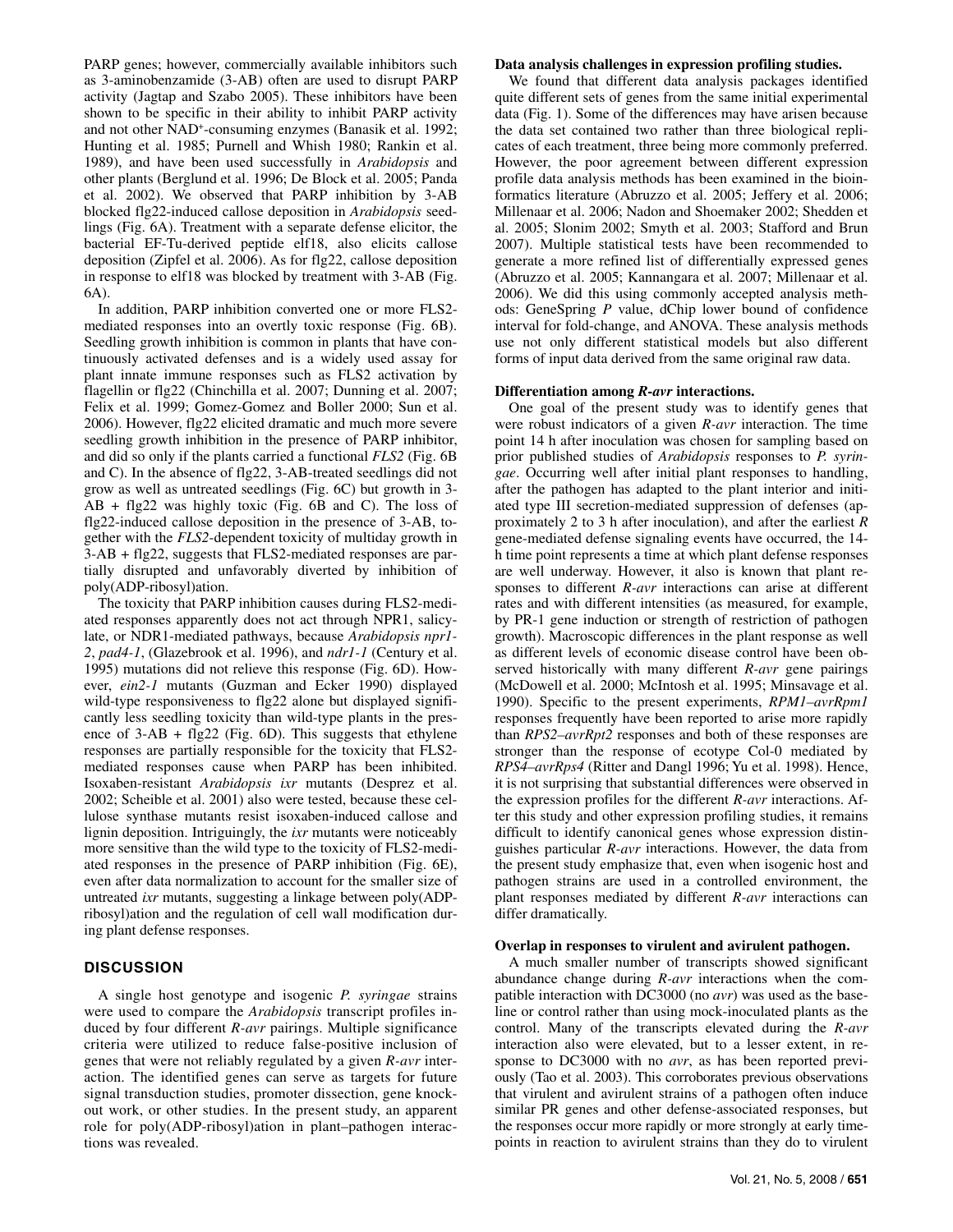PARP genes; however, commercially available inhibitors such as 3-aminobenzamide (3-AB) often are used to disrupt PARP activity (Jagtap and Szabo 2005). These inhibitors have been shown to be specific in their ability to inhibit PARP activity and not other NAD⁺-consuming enzymes (Banasik et al. 1992; Hunting et al. 1985; Purnell and Whish 1980; Rankin et al. 1989), and have been used successfully in *Arabidopsis* and other plants (Berglund et al. 1996; De Block et al. 2005; Panda et al. 2002). We observed that PARP inhibition by 3-AB blocked flg22-induced callose deposition in *Arabidopsis* seedlings (Fig. 6A). Treatment with a separate defense elicitor, the bacterial EF-Tu-derived peptide elf18, also elicits callose deposition (Zipfel et al. 2006). As for flg22, callose deposition in response to elf18 was blocked by treatment with 3-AB (Fig. 6A).

In addition, PARP inhibition converted one or more FLS2-mediated responses into an overtly toxic response (Fig. 6B). Seedling growth inhibition is common in plants that have continuously activated defenses and is a widely used assay for plant innate immune responses such as FLS2 activation by flagellin or flg22 (Chinchilla et al. 2007; Dunning et al. 2007; Felix et al. 1999; Gomez-Gomez and Boller 2000; Sun et al. 2006). However, flg22 elicited dramatic and much more severe seedling growth inhibition in the presence of PARP inhibitor, and did so only if the plants carried a functional *FLS2* (Fig. 6B and C). In the absence of flg22, 3-AB-treated seedlings did not grow as well as untreated seedlings (Fig. 6C) but growth in 3-AB + flg22 was highly toxic (Fig. 6B and C). The loss of flg22-induced callose deposition in the presence of 3-AB, together with the *FLS2*-dependent toxicity of multiday growth in 3-AB + flg22, suggests that FLS2-mediated responses are partially disrupted and unfavorably diverted by inhibition of poly(ADP-ribosyl)ation.

The toxicity that PARP inhibition causes during FLS2-mediated responses apparently does not act through NPR1, salicylate, or NDR1-mediated pathways, because *Arabidopsis npr1-2*, *pad4-1*, (Glazebrook et al. 1996), and *ndr1-1* (Century et al. 1995) mutations did not relieve this response (Fig. 6D). However, *ein2-1* mutants (Guzman and Ecker 1990) displayed wild-type responsiveness to flg22 alone but displayed significantly less seedling toxicity than wild-type plants in the presence of 3-AB + flg22 (Fig. 6D). This suggests that ethylene responses are partially responsible for the toxicity that FLS2-mediated responses cause when PARP has been inhibited. Isoxaben-resistant *Arabidopsis ixr* mutants (Desprez et al. 2002; Scheible et al. 2001) also were tested, because these cellulose synthase mutants resist isoxaben-induced callose and lignin deposition. Intriguingly, the *ixr* mutants were noticeably more sensitive than the wild type to the toxicity of FLS2-mediated responses in the presence of PARP inhibition (Fig. 6E), even after data normalization to account for the smaller size of untreated *ixr* mutants, suggesting a linkage between poly(ADP-ribosyl)ation and the regulation of cell wall modification during plant defense responses.

## DISCUSSION

A single host genotype and isogenic *P. syringae* strains were used to compare the *Arabidopsis* transcript profiles induced by four different *R-avr* pairings. Multiple significance criteria were utilized to reduce false-positive inclusion of genes that were not reliably regulated by a given *R-avr* interaction. The identified genes can serve as targets for future signal transduction studies, promoter dissection, gene knockout work, or other studies. In the present study, an apparent role for poly(ADP-ribosyl)ation in plant–pathogen interactions was revealed.

### Data analysis challenges in expression profiling studies.

We found that different data analysis packages identified quite different sets of genes from the same initial experimental data (Fig. 1). Some of the differences may have arisen because the data set contained two rather than three biological replicates of each treatment, three being more commonly preferred. However, the poor agreement between different expression profile data analysis methods has been examined in the bioinformatics literature (Abruzzo et al. 2005; Jeffery et al. 2006; Millenaar et al. 2006; Nadon and Shoemaker 2002; Shedden et al. 2005; Slonim 2002; Smyth et al. 2003; Stafford and Brun 2007). Multiple statistical tests have been recommended to generate a more refined list of differentially expressed genes (Abruzzo et al. 2005; Kannangara et al. 2007; Millenaar et al. 2006). We did this using commonly accepted analysis methods: GeneSpring *P* value, dChip lower bound of confidence interval for fold-change, and ANOVA. These analysis methods use not only different statistical models but also different forms of input data derived from the same original raw data.

### Differentiation among *R-avr* interactions.

One goal of the present study was to identify genes that were robust indicators of a given *R-avr* interaction. The time point 14 h after inoculation was chosen for sampling based on prior published studies of *Arabidopsis* responses to *P. syringae*. Occurring well after initial plant responses to handling, after the pathogen has adapted to the plant interior and initiated type III secretion-mediated suppression of defenses (approximately 2 to 3 h after inoculation), and after the earliest *R* gene-mediated defense signaling events have occurred, the 14-h time point represents a time at which plant defense responses are well underway. However, it also is known that plant responses to different *R-avr* interactions can arise at different rates and with different intensities (as measured, for example, by PR-1 gene induction or strength of restriction of pathogen growth). Macroscopic differences in the plant response as well as different levels of economic disease control have been observed historically with many different *R-avr* gene pairings (McDowell et al. 2000; McIntosh et al. 1995; Minsavage et al. 1990). Specific to the present experiments, *RPM1–avrRpm1* responses frequently have been reported to arise more rapidly than *RPS2–avrRpt2* responses and both of these responses are stronger than the response of ecotype Col-0 mediated by *RPS4–avrRps4* (Ritter and Dangl 1996; Yu et al. 1998). Hence, it is not surprising that substantial differences were observed in the expression profiles for the different *R-avr* interactions. After this study and other expression profiling studies, it remains difficult to identify canonical genes whose expression distinguishes particular *R-avr* interactions. However, the data from the present study emphasize that, even when isogenic host and pathogen strains are used in a controlled environment, the plant responses mediated by different *R-avr* interactions can differ dramatically.

### Overlap in responses to virulent and avirulent pathogen.

A much smaller number of transcripts showed significant abundance change during *R-avr* interactions when the compatible interaction with DC3000 (no *avr*) was used as the baseline or control rather than using mock-inoculated plants as the control. Many of the transcripts elevated during the *R-avr* interaction also were elevated, but to a lesser extent, in response to DC3000 with no *avr*, as has been reported previously (Tao et al. 2003). This corroborates previous observations that virulent and avirulent strains of a pathogen often induce similar PR genes and other defense-associated responses, but the responses occur more rapidly or more strongly at early timepoints in reaction to avirulent strains than they do to virulent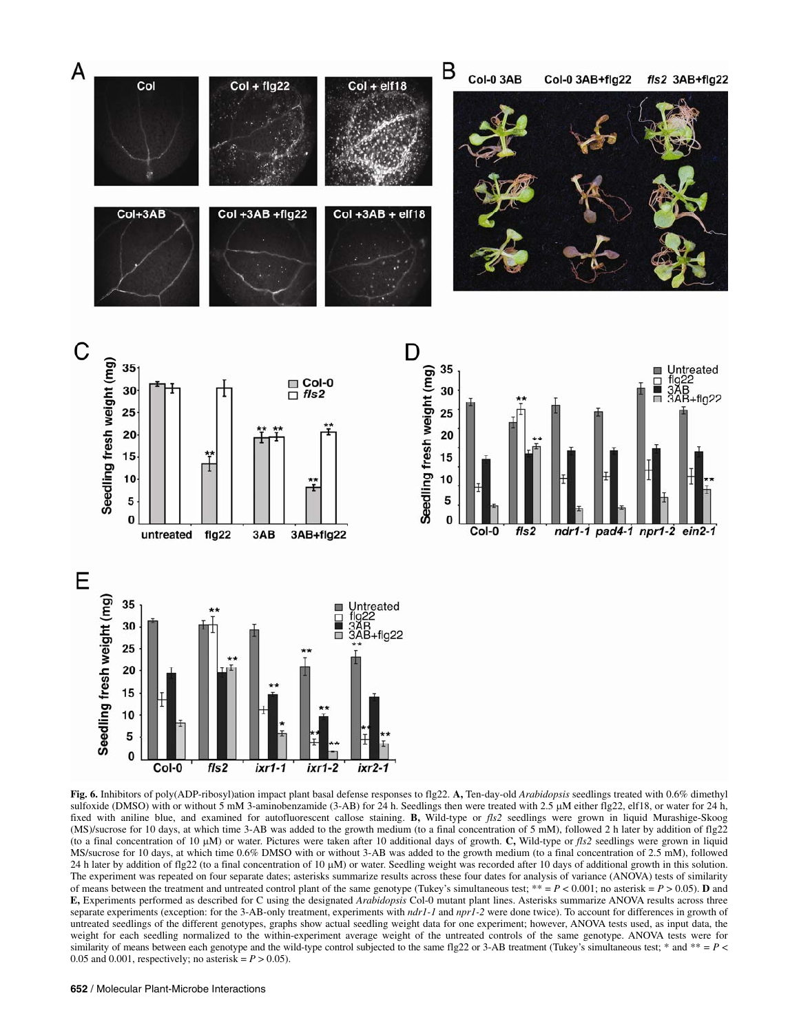**Fig. 6.** Inhibitors of poly(ADP-ribosyl)ation impact plant basal defense responses to flg22. **A,** Ten-day-old *Arabidopsis* seedlings treated with 0.6% dimethyl sulfoxide (DMSO) with or without 5 mM 3-aminobenzamide (3-AB) for 24 h. Seedlings then were treated with 2.5 μM either flg22, elf18, or water for 24 h, fixed with aniline blue, and examined for autofluorescent callose staining. **B,** Wild-type or *fls2* seedlings were grown in liquid Murashige-Skoog (MS)/sucrose for 10 days, at which time 3-AB was added to the growth medium (to a final concentration of 5 mM), followed 2 h later by addition of flg22 (to a final concentration of 10 μM) or water. Pictures were taken after 10 additional days of growth. **C,** Wild-type or *fls2* seedlings were grown in liquid MS/sucrose for 10 days, at which time 0.6% DMSO with or without 3-AB was added to the growth medium (to a final concentration of 2.5 mM), followed 24 h later by addition of flg22 (to a final concentration of 10 μM) or water. Seedling weight was recorded after 10 days of additional growth in this solution. The experiment was repeated on four separate dates; asterisks summarize results across these four dates for analysis of variance (ANOVA) tests of similarity of means between the treatment and untreated control plant of the same genotype (Tukey's simultaneous test; ** = $P < 0.001$; no asterisk = $P > 0.05$). **D** and **E,** Experiments performed as described for C using the designated *Arabidopsis* Col-0 mutant plant lines. Asterisks summarize ANOVA results across three separate experiments (exception: for the 3-AB-only treatment, experiments with *ndr1-1* and *npr1-2* were done twice). To account for differences in growth of untreated seedlings of the different genotypes, graphs show actual seedling weight data for one experiment; however, ANOVA tests used, as input data, the weight for each seedling normalized to the within-experiment average weight of the untreated controls of the same genotype. ANOVA tests were for similarity of means between each genotype and the wild-type control subjected to the same flg22 or 3-AB treatment (Tukey's simultaneous test; * and ** = $P < 0.05$ and $0.001$, respectively; no asterisk = $P > 0.05$).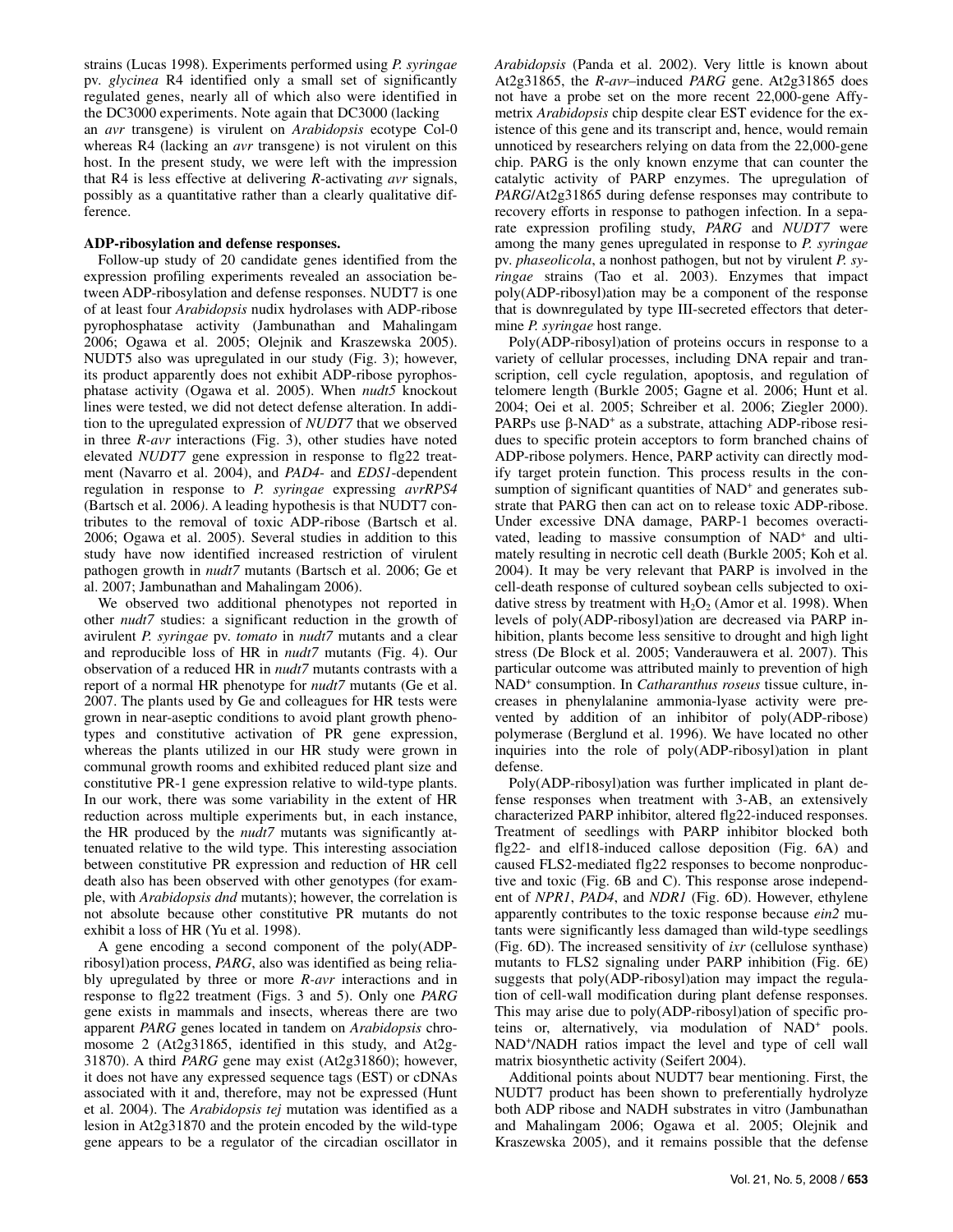strains (Lucas 1998). Experiments performed using *P. syringae* pv. *glycinea* R4 identified only a small set of significantly regulated genes, nearly all of which also were identified in the DC3000 experiments. Note again that DC3000 (lacking an *avr* transgene) is virulent on *Arabidopsis* ecotype Col-0 whereas R4 (lacking an *avr* transgene) is not virulent on this host. In the present study, we were left with the impression that R4 is less effective at delivering *R*-activating *avr* signals, possibly as a quantitative rather than a clearly qualitative difference.

### ADP-ribosylation and defense responses.

Follow-up study of 20 candidate genes identified from the expression profiling experiments revealed an association between ADP-ribosylation and defense responses. NUDT7 is one of at least four *Arabidopsis* nudix hydrolases with ADP-ribose pyrophosphatase activity (Jambunathan and Mahalingam 2006; Ogawa et al. 2005; Olejnik and Kraszewska 2005). NUDT5 also was upregulated in our study (Fig. 3); however, its product apparently does not exhibit ADP-ribose pyrophosphatase activity (Ogawa et al. 2005). When *nudt5* knockout lines were tested, we did not detect defense alteration. In addition to the upregulated expression of *NUDT7* that we observed in three *R-avr* interactions (Fig. 3), other studies have noted elevated *NUDT7* gene expression in response to flg22 treatment (Navarro et al. 2004), and *PAD4*- and *EDS1*-dependent regulation in response to *P. syringae* expressing *avrRPS4* (Bartsch et al. 2006). A leading hypothesis is that NUDT7 contributes to the removal of toxic ADP-ribose (Bartsch et al. 2006; Ogawa et al. 2005). Several studies in addition to this study have now identified increased restriction of virulent pathogen growth in *nudt7* mutants (Bartsch et al. 2006; Ge et al. 2007; Jambunathan and Mahalingam 2006).

We observed two additional phenotypes not reported in other *nudt7* studies: a significant reduction in the growth of avirulent *P. syringae* pv. *tomato* in *nudt7* mutants and a clear and reproducible loss of HR in *nudt7* mutants (Fig. 4). Our observation of a reduced HR in *nudt7* mutants contrasts with a report of a normal HR phenotype for *nudt7* mutants (Ge et al. 2007. The plants used by Ge and colleagues for HR tests were grown in near-aseptic conditions to avoid plant growth phenotypes and constitutive activation of PR gene expression, whereas the plants utilized in our HR study were grown in communal growth rooms and exhibited reduced plant size and constitutive PR-1 gene expression relative to wild-type plants. In our work, there was some variability in the extent of HR reduction across multiple experiments but, in each instance, the HR produced by the *nudt7* mutants was significantly attenuated relative to the wild type. This interesting association between constitutive PR expression and reduction of HR cell death also has been observed with other genotypes (for example, with *Arabidopsis dnd* mutants); however, the correlation is not absolute because other constitutive PR mutants do not exhibit a loss of HR (Yu et al. 1998).

A gene encoding a second component of the poly(ADP-ribosyl)ation process, *PARG*, also was identified as being reliably upregulated by three or more *R-avr* interactions and in response to flg22 treatment (Figs. 3 and 5). Only one *PARG* gene exists in mammals and insects, whereas there are two apparent *PARG* genes located in tandem on *Arabidopsis* chromosome 2 (At2g31865, identified in this study, and At2g-31870). A third *PARG* gene may exist (At2g31860); however, it does not have any expressed sequence tags (EST) or cDNAs associated with it and, therefore, may not be expressed (Hunt et al. 2004). The *Arabidopsis tej* mutation was identified as a lesion in At2g31870 and the protein encoded by the wild-type gene appears to be a regulator of the circadian oscillator in *Arabidopsis* (Panda et al. 2002). Very little is known about At2g31865, the *R-avr*–induced *PARG* gene. At2g31865 does not have a probe set on the more recent 22,000-gene Affymetrix *Arabidopsis* chip despite clear EST evidence for the existence of this gene and its transcript and, hence, would remain unnoticed by researchers relying on data from the 22,000-gene chip. PARG is the only known enzyme that can counter the catalytic activity of PARP enzymes. The upregulation of *PARG*/At2g31865 during defense responses may contribute to recovery efforts in response to pathogen infection. In a separate expression profiling study, *PARG* and *NUDT7* were among the many genes upregulated in response to *P. syringae* pv. *phaseolicola*, a nonhost pathogen, but not by virulent *P. syringae* strains (Tao et al. 2003). Enzymes that impact poly(ADP-ribosyl)ation may be a component of the response that is downregulated by type III-secreted effectors that determine *P. syringae* host range.

Poly(ADP-ribosyl)ation of proteins occurs in response to a variety of cellular processes, including DNA repair and transcription, cell cycle regulation, apoptosis, and regulation of telomere length (Burkle 2005; Gagne et al. 2006; Hunt et al. 2004; Oei et al. 2005; Schreiber et al. 2006; Ziegler 2000). PARPs use β-$NAD^+$ as a substrate, attaching ADP-ribose residues to specific protein acceptors to form branched chains of ADP-ribose polymers. Hence, PARP activity can directly modify target protein function. This process results in the consumption of significant quantities of $NAD^+$ and generates substrate that PARG then can act on to release toxic ADP-ribose. Under excessive DNA damage, PARP-1 becomes overactivated, leading to massive consumption of $NAD^+$ and ultimately resulting in necrotic cell death (Burkle 2005; Koh et al. 2004). It may be very relevant that PARP is involved in the cell-death response of cultured soybean cells subjected to oxidative stress by treatment with $H_2O_2$ (Amor et al. 1998). When levels of poly(ADP-ribosyl)ation are decreased via PARP inhibition, plants become less sensitive to drought and high light stress (De Block et al. 2005; Vanderauwera et al. 2007). This particular outcome was attributed mainly to prevention of high $NAD^+$ consumption. In *Catharanthus roseus* tissue culture, increases in phenylalanine ammonia-lyase activity were prevented by addition of an inhibitor of poly(ADP-ribose) polymerase (Berglund et al. 1996). We have located no other inquiries into the role of poly(ADP-ribosyl)ation in plant defense.

Poly(ADP-ribosyl)ation was further implicated in plant defense responses when treatment with 3-AB, an extensively characterized PARP inhibitor, altered flg22-induced responses. Treatment of seedlings with PARP inhibitor blocked both flg22- and elf18-induced callose deposition (Fig. 6A) and caused FLS2-mediated flg22 responses to become nonproductive and toxic (Fig. 6B and C). This response arose independent of *NPR1*, *PAD4*, and *NDR1* (Fig. 6D). However, ethylene apparently contributes to the toxic response because *ein2* mutants were significantly less damaged than wild-type seedlings (Fig. 6D). The increased sensitivity of *ixr* (cellulose synthase) mutants to FLS2 signaling under PARP inhibition (Fig. 6E) suggests that poly(ADP-ribosyl)ation may impact the regulation of cell-wall modification during plant defense responses. This may arise due to poly(ADP-ribosyl)ation of specific proteins or, alternatively, via modulation of $NAD^+$ pools. $NAD^+$/NADH ratios impact the level and type of cell wall matrix biosynthetic activity (Seifert 2004).

Additional points about NUDT7 bear mentioning. First, the NUDT7 product has been shown to preferentially hydrolyze both ADP ribose and NADH substrates in vitro (Jambunathan and Mahalingam 2006; Ogawa et al. 2005; Olejnik and Kraszewska 2005), and it remains possible that the defense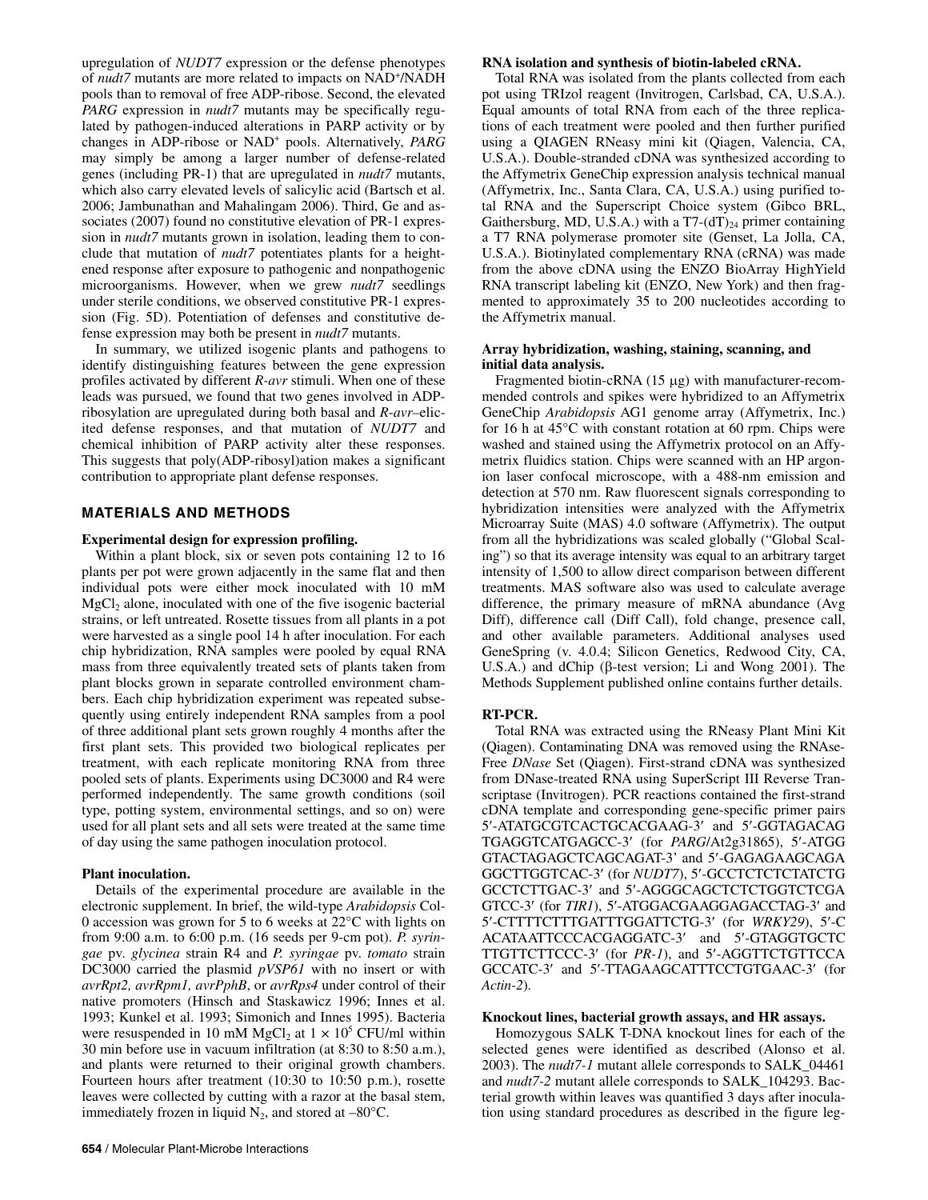upregulation of *NUDT7* expression or the defense phenotypes of *nudt7* mutants are more related to impacts on $NAD^+$/NADH pools than to removal of free ADP-ribose. Second, the elevated *PARG* expression in *nudt7* mutants may be specifically regulated by pathogen-induced alterations in PARP activity or by changes in ADP-ribose or $NAD^+$ pools. Alternatively, *PARG* may simply be among a larger number of defense-related genes (including PR-1) that are upregulated in *nudt7* mutants, which also carry elevated levels of salicylic acid (Bartsch et al. 2006; Jambunathan and Mahalingam 2006). Third, Ge and associates (2007) found no constitutive elevation of PR-1 expression in *nudt7* mutants grown in isolation, leading them to conclude that mutation of *nudt7* potentiates plants for a heightened response after exposure to pathogenic and nonpathogenic microorganisms. However, when we grew *nudt7* seedlings under sterile conditions, we observed constitutive PR-1 expression (Fig. 5D). Potentiation of defenses and constitutive defense expression may both be present in *nudt7* mutants.

In summary, we utilized isogenic plants and pathogens to identify distinguishing features between the gene expression profiles activated by different *R-avr* stimuli. When one of these leads was pursued, we found that two genes involved in ADP-ribosylation are upregulated during both basal and *R-avr*–elicited defense responses, and that mutation of *NUDT7* and chemical inhibition of PARP activity alter these responses. This suggests that poly(ADP-ribosyl)ation makes a significant contribution to appropriate plant defense responses.

## MATERIALS AND METHODS

### Experimental design for expression profiling.

Within a plant block, six or seven pots containing 12 to 16 plants per pot were grown adjacently in the same flat and then individual pots were either mock inoculated with 10 mM $MgCl_2$ alone, inoculated with one of the five isogenic bacterial strains, or left untreated. Rosette tissues from all plants in a pot were harvested as a single pool 14 h after inoculation. For each chip hybridization, RNA samples were pooled by equal RNA mass from three equivalently treated sets of plants taken from plant blocks grown in separate controlled environment chambers. Each chip hybridization experiment was repeated subsequently using entirely independent RNA samples from a pool of three additional plant sets grown roughly 4 months after the first plant sets. This provided two biological replicates per treatment, with each replicate monitoring RNA from three pooled sets of plants. Experiments using DC3000 and R4 were performed independently. The same growth conditions (soil type, potting system, environmental settings, and so on) were used for all plant sets and all sets were treated at the same time of day using the same pathogen inoculation protocol.

### Plant inoculation.

Details of the experimental procedure are available in the electronic supplement. In brief, the wild-type *Arabidopsis* Col-0 accession was grown for 5 to 6 weeks at 22°C with lights on from 9:00 a.m. to 6:00 p.m. (16 seeds per 9-cm pot). *P. syringae* pv. *glycinea* strain R4 and *P. syringae* pv. *tomato* strain DC3000 carried the plasmid *pVSP61* with no insert or with *avrRpt2, avrRpm1, avrPphB*, or *avrRps4* under control of their native promoters (Hinsch and Staskawicz 1996; Innes et al. 1993; Kunkel et al. 1993; Simonich and Innes 1995). Bacteria were resuspended in 10 mM $MgCl_2$ at $1 \times 10^5$ CFU/ml within 30 min before use in vacuum infiltration (at 8:30 to 8:50 a.m.), and plants were returned to their original growth chambers. Fourteen hours after treatment (10:30 to 10:50 p.m.), rosette leaves were collected by cutting with a razor at the basal stem, immediately frozen in liquid $N_2$, and stored at –80°C.

### RNA isolation and synthesis of biotin-labeled cRNA.

Total RNA was isolated from the plants collected from each pot using TRIzol reagent (Invitrogen, Carlsbad, CA, U.S.A.). Equal amounts of total RNA from each of the three replications of each treatment were pooled and then further purified using a QIAGEN RNeasy mini kit (Qiagen, Valencia, CA, U.S.A.). Double-stranded cDNA was synthesized according to the Affymetrix GeneChip expression analysis technical manual (Affymetrix, Inc., Santa Clara, CA, U.S.A.) using purified total RNA and the Superscript Choice system (Gibco BRL, Gaithersburg, MD, U.S.A.) with a T7-$(dT)_{24}$ primer containing a T7 RNA polymerase promoter site (Genset, La Jolla, CA, U.S.A.). Biotinylated complementary RNA (cRNA) was made from the above cDNA using the ENZO BioArray HighYield RNA transcript labeling kit (ENZO, New York) and then fragmented to approximately 35 to 200 nucleotides according to the Affymetrix manual.

### Array hybridization, washing, staining, scanning, and initial data analysis.

Fragmented biotin-cRNA (15 µg) with manufacturer-recommended controls and spikes were hybridized to an Affymetrix GeneChip *Arabidopsis* AG1 genome array (Affymetrix, Inc.) for 16 h at 45°C with constant rotation at 60 rpm. Chips were washed and stained using the Affymetrix protocol on an Affymetrix fluidics station. Chips were scanned with an HP argonion laser confocal microscope, with a 488-nm emission and detection at 570 nm. Raw fluorescent signals corresponding to hybridization intensities were analyzed with the Affymetrix Microarray Suite (MAS) 4.0 software (Affymetrix). The output from all the hybridizations was scaled globally ("Global Scaling") so that its average intensity was equal to an arbitrary target intensity of 1,500 to allow direct comparison between different treatments. MAS software also was used to calculate average difference, the primary measure of mRNA abundance (Avg Diff), difference call (Diff Call), fold change, presence call, and other available parameters. Additional analyses used GeneSpring (v. 4.0.4; Silicon Genetics, Redwood City, CA, U.S.A.) and dChip (β-test version; Li and Wong 2001). The Methods Supplement published online contains further details.

### RT-PCR.

Total RNA was extracted using the RNeasy Plant Mini Kit (Qiagen). Contaminating DNA was removed using the RNAse-Free *DNase* Set (Qiagen). First-strand cDNA was synthesized from DNase-treated RNA using SuperScript III Reverse Transcriptase (Invitrogen). PCR reactions contained the first-strand cDNA template and corresponding gene-specific primer pairs 5′-ATATGCGTCACTGCACGAAG-3′ and 5′-GGTAGACAG TGAGGTCATGAGCC-3′ (for *PARG*/At2g31865), 5′-ATGG GTACTAGAGCTCAGCAGAT-3' and 5′-GAGAGAAGCAGA GGCTTGGTCAC-3′ (for *NUDT7*), 5′-GCCTCTCTCTATCTG GCCTCTTGAC-3′ and 5′-AGGGCAGCTCTCTGGTCTCGA GTCC-3′ (for *TIR1*), 5′-ATGGACGAAGGAGACCTAG-3′ and 5′-CTTTTCTTTGATTTGGATTCTG-3′ (for *WRKY29*), 5′-C ACATAATTCCCACGAGGATC-3′ and 5′-GTAGGTGCTC TTGTTCTTCCC-3′ (for *PR-1*), and 5′-AGGTTCTGTTCCA GCCATC-3′ and 5′-TTAGAAGCATTTCCTGTGAAC-3′ (for *Actin-2*).

### Knockout lines, bacterial growth assays, and HR assays.

Homozygous SALK T-DNA knockout lines for each of the selected genes were identified as described (Alonso et al. 2003). The *nudt7-1* mutant allele corresponds to SALK_04461 and *nudt7-2* mutant allele corresponds to SALK_104293. Bacterial growth within leaves was quantified 3 days after inoculation using standard procedures as described in the figure leg-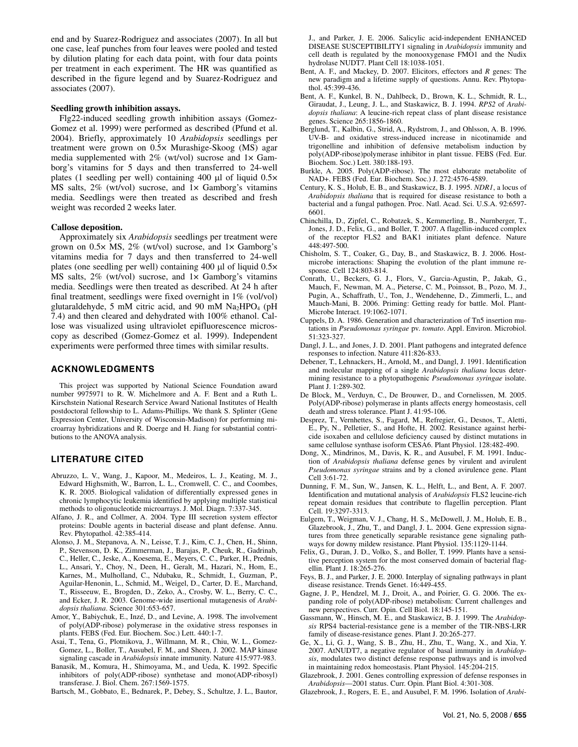end and by Suarez-Rodriguez and associates (2007). In all but one case, leaf punches from four leaves were pooled and tested by dilution plating for each data point, with four data points per treatment in each experiment. The HR was quantified as described in the figure legend and by Suarez-Rodriguez and associates (2007).

**Seedling growth inhibition assays.**

Flg22-induced seedling growth inhibition assays (Gomez-Gomez et al. 1999) were performed as described (Pfund et al. 2004). Briefly, approximately 10 *Arabidopsis* seedlings per treatment were grown on 0.5× Murashige-Skoog (MS) agar media supplemented with 2% (wt/vol) sucrose and 1× Gamborg's vitamins for 5 days and then transferred to 24-well plates (1 seedling per well) containing 400 µl of liquid 0.5× MS salts, 2% (wt/vol) sucrose, and 1× Gamborg's vitamins media. Seedlings were then treated as described and fresh weight was recorded 2 weeks later.

**Callose deposition.**

Approximately six *Arabidopsis* seedlings per treatment were grown on 0.5× MS, 2% (wt/vol) sucrose, and 1× Gamborg's vitamins media for 7 days and then transferred to 24-well plates (one seedling per well) containing 400 µl of liquid 0.5× MS salts, 2% (wt/vol) sucrose, and 1× Gamborg's vitamins media. Seedlings were then treated as described. At 24 h after final treatment, seedlings were fixed overnight in 1% (vol/vol) glutaraldehyde, 5 mM citric acid, and 90 mM $Na_2HPO_4$ (pH 7.4) and then cleared and dehydrated with 100% ethanol. Callose was visualized using ultraviolet epifluorescence microscopy as described (Gomez-Gomez et al. 1999). Independent experiments were performed three times with similar results.

## ACKNOWLEDGMENTS

This project was supported by National Science Foundation award number 9975971 to R. W. Michelmore and A. F. Bent and a Ruth L. Kirschstein National Research Service Award National Institutes of Health postdoctoral fellowship to L. Adams-Phillips. We thank S. Splinter (Gene Expression Center, University of Wisconsin-Madison) for performing microarray hybridizations and R. Doerge and H. Jiang for substantial contributions to the ANOVA analysis.

## LITERATURE CITED

Abruzzo, L. V., Wang, J., Kapoor, M., Medeiros, L. J., Keating, M. J., Edward Highsmith, W., Barron, L. L., Cromwell, C. C., and Coombes, K. R. 2005. Biological validation of differentially expressed genes in chronic lymphocytic leukemia identified by applying multiple statistical methods to oligonucleotide microarrays. J. Mol. Diagn. 7:337-345.

Alfano, J. R., and Collmer, A. 2004. Type III secretion system effector proteins: Double agents in bacterial disease and plant defense. Annu. Rev. Phytopathol. 42:385-414.

Alonso, J. M., Stepanova, A. N., Leisse, T. J., Kim, C. J., Chen, H., Shinn, P., Stevenson, D. K., Zimmerman, J., Barajas, P., Cheuk, R., Gadrinab, C., Heller, C., Jeske, A., Koesema, E., Meyers, C. C., Parker, H., Prednis, L., Ansari, Y., Choy, N., Deen, H., Geralt, M., Hazari, N., Hom, E., Karnes, M., Mulholland, C., Ndubaku, R., Schmidt, I., Guzman, P., Aguilar-Henonin, L., Schmid, M., Weigel, D., Carter, D. E., Marchand, T., Risseeuw, E., Brogden, D., Zeko, A., Crosby, W. L., Berry, C. C., and Ecker, J. R. 2003. Genome-wide insertional mutagenesis of *Arabidopsis thaliana*. Science 301:653-657.

Amor, Y., Babiychuk, E., Inzé, D., and Levine, A. 1998. The involvement of poly(ADP-ribose) polymerase in the oxidative stress responses in plants. FEBS (Fed. Eur. Biochem. Soc.) Lett. 440:1-7.

Asai, T., Tena, G., Plotnikova, J., Willmann, M. R., Chiu, W. L., Gomez-Gomez, L., Boller, T., Ausubel, F. M., and Sheen, J. 2002. MAP kinase signaling cascade in *Arabidopsis* innate immunity. Nature 415:977-983.

Banasik, M., Komura, H., Shimoyama, M., and Ueda, K. 1992. Specific inhibitors of poly(ADP-ribose) synthetase and mono(ADP-ribosyl) transferase. J. Biol. Chem. 267:1569-1575.

Bartsch, M., Gobbato, E., Bednarek, P., Debey, S., Schultze, J. L., Bautor, J., and Parker, J. E. 2006. Salicylic acid-independent ENHANCED DISEASE SUSCEPTIBILITY1 signaling in *Arabidopsis* immunity and cell death is regulated by the monooxygenase FMO1 and the Nudix hydrolase NUDT7. Plant Cell 18:1038-1051.

Bent, A. F., and Mackey, D. 2007. Elicitors, effectors and *R* genes: The new paradigm and a lifetime supply of questions. Annu. Rev. Phytopathol. 45:399-436.

Bent, A. F., Kunkel, B. N., Dahlbeck, D., Brown, K. L., Schmidt, R. L., Giraudat, J., Leung, J. L., and Staskawicz, B. J. 1994. *RPS2* of *Arabidopsis thaliana*: A leucine-rich repeat class of plant disease resistance genes. Science 265:1856-1860.

Berglund, T., Kalbin, G., Strid, A., Rydstrom, J., and Ohlsson, A. B. 1996. UV-B- and oxidative stress-induced increase in nicotinamide and trigonelline and inhibition of defensive metabolism induction by poly(ADP-ribose)polymerase inhibitor in plant tissue. FEBS (Fed. Eur. Biochem. Soc.) Lett. 380:188-193.

Burkle, A. 2005. Poly(ADP-ribose). The most elaborate metabolite of NAD+. FEBS (Fed. Eur. Biochem. Soc.) J. 272:4576-4589.

Century, K. S., Holub, E. B., and Staskawicz, B. J. 1995. *NDR1*, a locus of *Arabidopsis thaliana* that is required for disease resistance to both a bacterial and a fungal pathogen. Proc. Natl. Acad. Sci. U.S.A. 92:6597-6601.

Chinchilla, D., Zipfel, C., Robatzek, S., Kemmerling, B., Nurnberger, T., Jones, J. D., Felix, G., and Boller, T. 2007. A flagellin-induced complex of the receptor FLS2 and BAK1 initiates plant defence. Nature 448:497-500.

Chisholm, S. T., Coaker, G., Day, B., and Staskawicz, B. J. 2006. Host-microbe interactions: Shaping the evolution of the plant immune response. Cell 124:803-814.

Conrath, U., Beckers, G. J., Flors, V., Garcia-Agustin, P., Jakab, G., Mauch, F., Newman, M. A., Pieterse, C. M., Poinssot, B., Pozo, M. J., Pugin, A., Schaffrath, U., Ton, J., Wendehenne, D., Zimmerli, L., and Mauch-Mani, B. 2006. Priming: Getting ready for battle. Mol. Plant-Microbe Interact. 19:1062-1071.

Cuppels, D. A. 1986. Generation and characterization of Tn5 insertion mutations in *Pseudomonas syringae* pv. *tomato*. Appl. Environ. Microbiol. 51:323-327.

Dangl, J. L., and Jones, J. D. 2001. Plant pathogens and integrated defence responses to infection. Nature 411:826-833.

Debener, T., Lehnackers, H., Arnold, M., and Dangl, J. 1991. Identification and molecular mapping of a single *Arabidopsis thaliana* locus determining resistance to a phytopathogenic *Pseudomonas syringae* isolate. Plant J. 1:289-302.

De Block, M., Verduyn, C., De Brouwer, D., and Cornelissen, M. 2005. Poly(ADP-ribose) polymerase in plants affects energy homeostasis, cell death and stress tolerance. Plant J. 41:95-106.

Desprez, T., Vernhettes, S., Fagard, M., Refregier, G., Desnos, T., Aletti, E., Py, N., Pelletier, S., and Hofte, H. 2002. Resistance against herbicide isoxaben and cellulose deficiency caused by distinct mutations in same cellulose synthase isoform CESA6. Plant Physiol. 128:482-490.

Dong, X., Mindrinos, M., Davis, K. R., and Ausubel, F. M. 1991. Induction of *Arabidopsis thaliana* defense genes by virulent and avirulent *Pseudomonas syringae* strains and by a cloned avirulence gene. Plant Cell 3:61-72.

Dunning, F. M., Sun, W., Jansen, K. L., Helft, L., and Bent, A. F. 2007. Identification and mutational analysis of *Arabidopsis* FLS2 leucine-rich repeat domain residues that contribute to flagellin perception. Plant Cell. 19:3297-3313.

Eulgem, T., Weigman, V. J., Chang, H. S., McDowell, J. M., Holub, E. B., Glazebrook, J., Zhu, T., and Dangl, J. L. 2004. Gene expression signatures from three genetically separable resistance gene signaling pathways for downy mildew resistance. Plant Physiol. 135:1129-1144.

Felix, G., Duran, J. D., Volko, S., and Boller, T. 1999. Plants have a sensitive perception system for the most conserved domain of bacterial flagellin. Plant J. 18:265-276.

Feys, B. J., and Parker, J. E. 2000. Interplay of signaling pathways in plant disease resistance. Trends Genet. 16:449-455.

Gagne, J. P., Hendzel, M. J., Droit, A., and Poirier, G. G. 2006. The expanding role of poly(ADP-ribose) metabolism: Current challenges and new perspectives. Curr. Opin. Cell Biol. 18:145-151.

Gassmann, W., Hinsch, M. E., and Staskawicz, B. J. 1999. The *Arabidopsis* RPS4 bacterial-resistance gene is a member of the TIR-NBS-LRR family of disease-resistance genes. Plant J. 20:265-277.

Ge, X., Li, G. J., Wang, S. B., Zhu, H., Zhu, T., Wang, X., and Xia, Y. 2007. AtNUDT7, a negative regulator of basal immunity in *Arabidopsis*, modulates two distinct defense response pathways and is involved in maintaining redox homeostasis. Plant Physiol. 145:204-215.

Glazebrook, J. 2001. Genes controlling expression of defense responses in *Arabidopsis*—2001 status. Curr. Opin. Plant Biol. 4:301-308.

Glazebrook, J., Rogers, E. E., and Ausubel, F. M. 1996. Isolation of *Arabi-*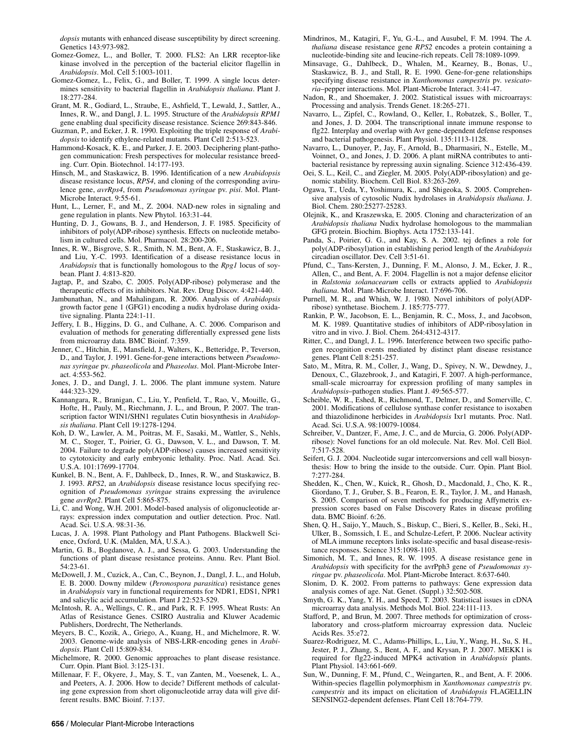*dopsis* mutants with enhanced disease susceptibility by direct screening. Genetics 143:973-982.

Gomez-Gomez, L., and Boller, T. 2000. FLS2: An LRR receptor-like kinase involved in the perception of the bacterial elicitor flagellin in *Arabidopsis*. Mol. Cell 5:1003-1011.

Gomez-Gomez, L., Felix, G., and Boller, T. 1999. A single locus determines sensitivity to bacterial flagellin in *Arabidopsis thaliana*. Plant J. 18:277-284.

Grant, M. R., Godiard, L., Straube, E., Ashfield, T., Lewald, J., Sattler, A., Innes, R. W., and Dangl, J. L. 1995. Structure of the *Arabidopsis RPM1* gene enabling dual specificity disease resistance. Science 269:843-846.

Guzman, P., and Ecker, J. R. 1990. Exploiting the triple response of *Arabidopsis* to identify ethylene-related mutants. Plant Cell 2:513-523.

Hammond-Kosack, K. E., and Parker, J. E. 2003. Deciphering plant-pathogen communication: Fresh perspectives for molecular resistance breeding. Curr. Opin. Biotechnol. 14:177-193.

Hinsch, M., and Staskawicz, B. 1996. Identification of a new *Arabidopsis* disease resistance locus, *RPS4*, and cloning of the corresponding avirulence gene, *avrRps4*, from *Pseudomonas syringae* pv. *pisi*. Mol. Plant-Microbe Interact. 9:55-61.

Hunt, L., Lerner, F., and M., Z. 2004. NAD-new roles in signaling and gene regulation in plants. New Phytol. 163:31-44.

Hunting, D. J., Gowans, B. J., and Henderson, J. F. 1985. Specificity of inhibitors of poly(ADP-ribose) synthesis. Effects on nucleotide metabolism in cultured cells. Mol. Pharmacol. 28:200-206.

Innes, R. W., Bisgrove, S. R., Smith, N. M., Bent, A. F., Staskawicz, B. J., and Liu, Y.-C. 1993. Identification of a disease resistance locus in *Arabidopsis* that is functionally homologous to the *Rpg1* locus of soybean. Plant J. 4:813-820.

Jagtap, P., and Szabo, C. 2005. Poly(ADP-ribose) polymerase and the therapeutic effects of its inhibitors. Nat. Rev. Drug Discov. 4:421-440.

Jambunathan, N., and Mahalingam, R. 2006. Analysis of *Arabidopsis* growth factor gene 1 (GFG1) encoding a nudix hydrolase during oxidative signaling. Planta 224:1-11.

Jeffery, I. B., Higgins, D. G., and Culhane, A. C. 2006. Comparison and evaluation of methods for generating differentially expressed gene lists from microarray data. BMC Bioinf. 7:359.

Jenner, C., Hitchin, E., Mansfield, J., Walters, K., Betteridge, P., Teverson, D., and Taylor, J. 1991. Gene-for-gene interactions between *Pseudomonas syringae* pv. *phaseolicola* and *Phaseolus*. Mol. Plant-Microbe Interact. 4:553-562.

Jones, J. D., and Dangl, J. L. 2006. The plant immune system. Nature 444:323-329.

Kannangara, R., Branigan, C., Liu, Y., Penfield, T., Rao, V., Mouille, G., Hofte, H., Pauly, M., Riechmann, J. L., and Broun, P. 2007. The transcription factor WIN1/SHN1 regulates Cutin biosynthesis in *Arabidopsis thaliana*. Plant Cell 19:1278-1294.

Koh, D. W., Lawler, A. M., Poitras, M. F., Sasaki, M., Wattler, S., Nehls, M. C., Stoger, T., Poirier, G. G., Dawson, V. L., and Dawson, T. M. 2004. Failure to degrade poly(ADP-ribose) causes increased sensitivity to cytotoxicity and early embryonic lethality. Proc. Natl. Acad. Sci. U.S.A. 101:17699-17704.

Kunkel, B. N., Bent, A. F., Dahlbeck, D., Innes, R. W., and Staskawicz, B. J. 1993. *RPS2*, an *Arabidopsis* disease resistance locus specifying recognition of *Pseudomonas syringae* strains expressing the avirulence gene *avrRpt2*. Plant Cell 5:865-875.

Li, C. and Wong, W.H. 2001. Model-based analysis of oligonucleotide arrays: expression index computation and outlier detection. Proc. Natl. Acad. Sci. U.S.A. 98:31-36.

Lucas, J. A. 1998. Plant Pathology and Plant Pathogens. Blackwell Science, Oxford, U.K. (Malden, MA, U.S.A.).

Martin, G. B., Bogdanove, A. J., and Sessa, G. 2003. Understanding the functions of plant disease resistance proteins. Annu. Rev. Plant Biol. 54:23-61.

McDowell, J. M., Cuzick, A., Can, C., Beynon, J., Dangl, J. L., and Holub, E. B. 2000. Downy mildew (*Peronospora parasitica*) resistance genes in *Arabidopsis* vary in functional requirements for NDR1, EDS1, NPR1 and salicylic acid accumulation. Plant J 22:523-529.

McIntosh, R. A., Wellings, C. R., and Park, R. F. 1995. Wheat Rusts: An Atlas of Resistance Genes. CSIRO Australia and Kluwer Academic Publishers, Dordrecht, The Netherlands.

Meyers, B. C., Kozik, A., Griego, A., Kuang, H., and Michelmore, R. W. 2003. Genome-wide analysis of NBS-LRR-encoding genes in *Arabidopsis*. Plant Cell 15:809-834.

Michelmore, R. 2000. Genomic approaches to plant disease resistance. Curr. Opin. Plant Biol. 3:125-131.

Millenaar, F. F., Okyere, J., May, S. T., van Zanten, M., Voesenek, L. A., and Peeters, A. J. 2006. How to decide? Different methods of calculating gene expression from short oligonucleotide array data will give different results. BMC Bioinf. 7:137.

Mindrinos, M., Katagiri, F., Yu, G.-L., and Ausubel, F. M. 1994. The *A. thaliana* disease resistance gene *RPS2* encodes a protein containing a nucleotide-binding site and leucine-rich repeats. Cell 78:1089-1099.

Minsavage, G., Dahlbeck, D., Whalen, M., Kearney, B., Bonas, U., Staskawicz, B. J., and Stall, R. E. 1990. Gene-for-gene relationships specifying disease resistance in *Xanthomonas campestris* pv. *vesicatoria*–pepper interactions. Mol. Plant-Microbe Interact. 3:41-47.

Nadon, R., and Shoemaker, J. 2002. Statistical issues with microarrays: Processing and analysis. Trends Genet. 18:265-271.

Navarro, L., Zipfel, C., Rowland, O., Keller, I., Robatzek, S., Boller, T., and Jones, J. D. 2004. The transcriptional innate immune response to flg22. Interplay and overlap with Avr gene-dependent defense responses and bacterial pathogenesis. Plant Physiol. 135:1113-1128.

Navarro, L., Dunoyer, P., Jay, F., Arnold, B., Dharmasiri, N., Estelle, M., Voinnet, O., and Jones, J. D. 2006. A plant miRNA contributes to antibacterial resistance by repressing auxin signaling. Science 312:436-439.

Oei, S. L., Keil, C., and Ziegler, M. 2005. Poly(ADP-ribosylation) and genomic stability. Biochem. Cell Biol. 83:263-269.

Ogawa, T., Ueda, Y., Yoshimura, K., and Shigeoka, S. 2005. Comprehensive analysis of cytosolic Nudix hydrolases in *Arabidopsis thaliana*. J. Biol. Chem. 280:25277-25283.

Olejnik, K., and Kraszewska, E. 2005. Cloning and characterization of an *Arabidopsis thaliana* Nudix hydrolase homologous to the mammalian GFG protein. Biochim. Biophys. Acta 1752:133-141.

Panda, S., Poirier, G. G., and Kay, S. A. 2002. tej defines a role for poly(ADP-ribosyl)ation in establishing period length of the *Arabidopsis* circadian oscillator. Dev. Cell 3:51-61.

Pfund, C., Tans-Kersten, J., Dunning, F. M., Alonso, J. M., Ecker, J. R., Allen, C., and Bent, A. F. 2004. Flagellin is not a major defense elicitor in *Ralstonia solanacearum* cells or extracts applied to *Arabidopsis thaliana*. Mol. Plant-Microbe Interact. 17:696-706.

Purnell, M. R., and Whish, W. J. 1980. Novel inhibitors of poly(ADP-ribose) synthetase. Biochem. J. 185:775-777.

Rankin, P. W., Jacobson, E. L., Benjamin, R. C., Moss, J., and Jacobson, M. K. 1989. Quantitative studies of inhibitors of ADP-ribosylation in vitro and in vivo. J. Biol. Chem. 264:4312-4317.

Ritter, C., and Dangl, J. L. 1996. Interference between two specific pathogen recognition events mediated by distinct plant disease resistance genes. Plant Cell 8:251-257.

Sato, M., Mitra, R. M., Coller, J., Wang, D., Spivey, N. W., Dewdney, J., Denoux, C., Glazebrook, J., and Katagiri, F. 2007. A high-performance, small-scale microarray for expression profiling of many samples in *Arabidopsis*–pathogen studies. Plant J. 49:565-577.

Scheible, W. R., Eshed, R., Richmond, T., Delmer, D., and Somerville, C. 2001. Modifications of cellulose synthase confer resistance to isoxaben and thiazolidinone herbicides in *Arabidopsis* Ixr1 mutants. Proc. Natl. Acad. Sci. U.S.A. 98:10079-10084.

Schreiber, V., Dantzer, F., Ame, J. C., and de Murcia, G. 2006. Poly(ADP-ribose): Novel functions for an old molecule. Nat. Rev. Mol. Cell Biol. 7:517-528.

Seifert, G. J. 2004. Nucleotide sugar interconversions and cell wall biosynthesis: How to bring the inside to the outside. Curr. Opin. Plant Biol. 7:277-284.

Shedden, K., Chen, W., Kuick, R., Ghosh, D., Macdonald, J., Cho, K. R., Giordano, T. J., Gruber, S. B., Fearon, E. R., Taylor, J. M., and Hanash, S. 2005. Comparison of seven methods for producing Affymetrix expression scores based on False Discovery Rates in disease profiling data. BMC Bioinf. 6:26.

Shen, Q. H., Saijo, Y., Mauch, S., Biskup, C., Bieri, S., Keller, B., Seki, H., Ulker, B., Somssich, I. E., and Schulze-Lefert, P. 2006. Nuclear activity of MLA immune receptors links isolate-specific and basal disease-resistance responses. Science 315:1098-1103.

Simonich, M. T., and Innes, R. W. 1995. A disease resistance gene in *Arabidopsis* with specificity for the avrPph3 gene of *Pseudomonas syringae* pv. *phaseolicola*. Mol. Plant-Microbe Interact. 8:637-640.

Slonim, D. K. 2002. From patterns to pathways: Gene expression data analysis comes of age. Nat. Genet. (Suppl.) 32:502-508.

Smyth, G. K., Yang, Y. H., and Speed, T. 2003. Statistical issues in cDNA microarray data analysis. Methods Mol. Biol. 224:111-113.

Stafford, P., and Brun, M. 2007. Three methods for optimization of cross-laboratory and cross-platform microarray expression data. Nucleic Acids Res. 35:e72.

Suarez-Rodriguez, M. C., Adams-Phillips, L., Liu, Y., Wang, H., Su, S. H., Jester, P. J., Zhang, S., Bent, A. F., and Krysan, P. J. 2007. MEKK1 is required for flg22-induced MPK4 activation in *Arabidopsis* plants. Plant Physiol. 143:661-669.

Sun, W., Dunning, F. M., Pfund, C., Weingarten, R., and Bent, A. F. 2006. Within-species flagellin polymorphism in *Xanthomonas campestris* pv. *campestris* and its impact on elicitation of *Arabidopsis* FLAGELLIN SENSING2-dependent defenses. Plant Cell 18:764-779.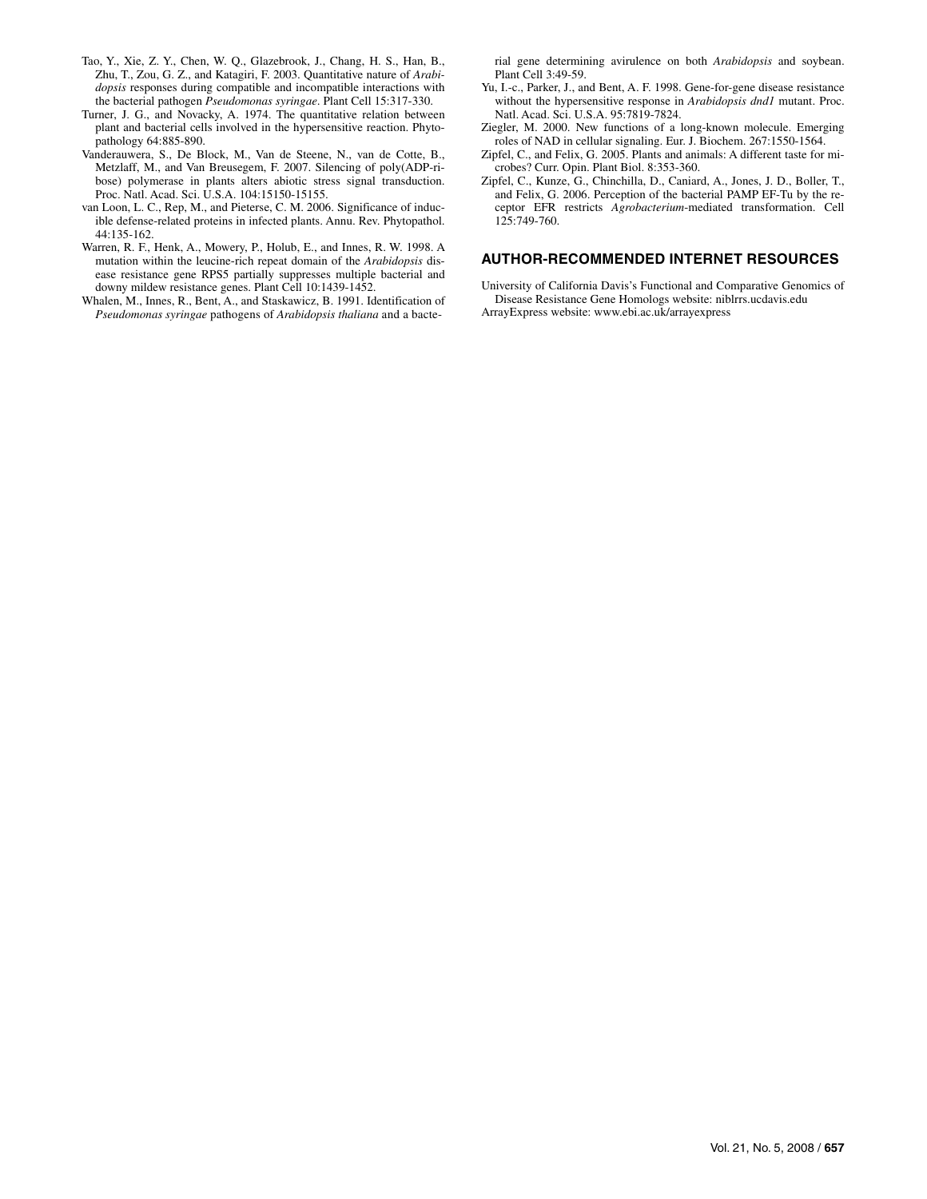Tao, Y., Xie, Z. Y., Chen, W. Q., Glazebrook, J., Chang, H. S., Han, B., Zhu, T., Zou, G. Z., and Katagiri, F. 2003. Quantitative nature of *Arabidopsis* responses during compatible and incompatible interactions with the bacterial pathogen *Pseudomonas syringae*. Plant Cell 15:317-330.

Turner, J. G., and Novacky, A. 1974. The quantitative relation between plant and bacterial cells involved in the hypersensitive reaction. Phytopathology 64:885-890.

Vanderauwera, S., De Block, M., Van de Steene, N., van de Cotte, B., Metzlaff, M., and Van Breusegem, F. 2007. Silencing of poly(ADP-ribose) polymerase in plants alters abiotic stress signal transduction. Proc. Natl. Acad. Sci. U.S.A. 104:15150-15155.

van Loon, L. C., Rep, M., and Pieterse, C. M. 2006. Significance of inducible defense-related proteins in infected plants. Annu. Rev. Phytopathol. 44:135-162.

Warren, R. F., Henk, A., Mowery, P., Holub, E., and Innes, R. W. 1998. A mutation within the leucine-rich repeat domain of the *Arabidopsis* disease resistance gene RPS5 partially suppresses multiple bacterial and downy mildew resistance genes. Plant Cell 10:1439-1452.

Whalen, M., Innes, R., Bent, A., and Staskawicz, B. 1991. Identification of *Pseudomonas syringae* pathogens of *Arabidopsis thaliana* and a bacterial gene determining avirulence on both *Arabidopsis* and soybean. Plant Cell 3:49-59.

Yu, I.-c., Parker, J., and Bent, A. F. 1998. Gene-for-gene disease resistance without the hypersensitive response in *Arabidopsis dnd1* mutant. Proc. Natl. Acad. Sci. U.S.A. 95:7819-7824.

Ziegler, M. 2000. New functions of a long-known molecule. Emerging roles of NAD in cellular signaling. Eur. J. Biochem. 267:1550-1564.

Zipfel, C., and Felix, G. 2005. Plants and animals: A different taste for microbes? Curr. Opin. Plant Biol. 8:353-360.

Zipfel, C., Kunze, G., Chinchilla, D., Caniard, A., Jones, J. D., Boller, T., and Felix, G. 2006. Perception of the bacterial PAMP EF-Tu by the receptor EFR restricts *Agrobacterium*-mediated transformation. Cell 125:749-760.

## AUTHOR-RECOMMENDED INTERNET RESOURCES

University of California Davis's Functional and Comparative Genomics of Disease Resistance Gene Homologs website: niblrrs.ucdavis.edu

ArrayExpress website: www.ebi.ac.uk/arrayexpress